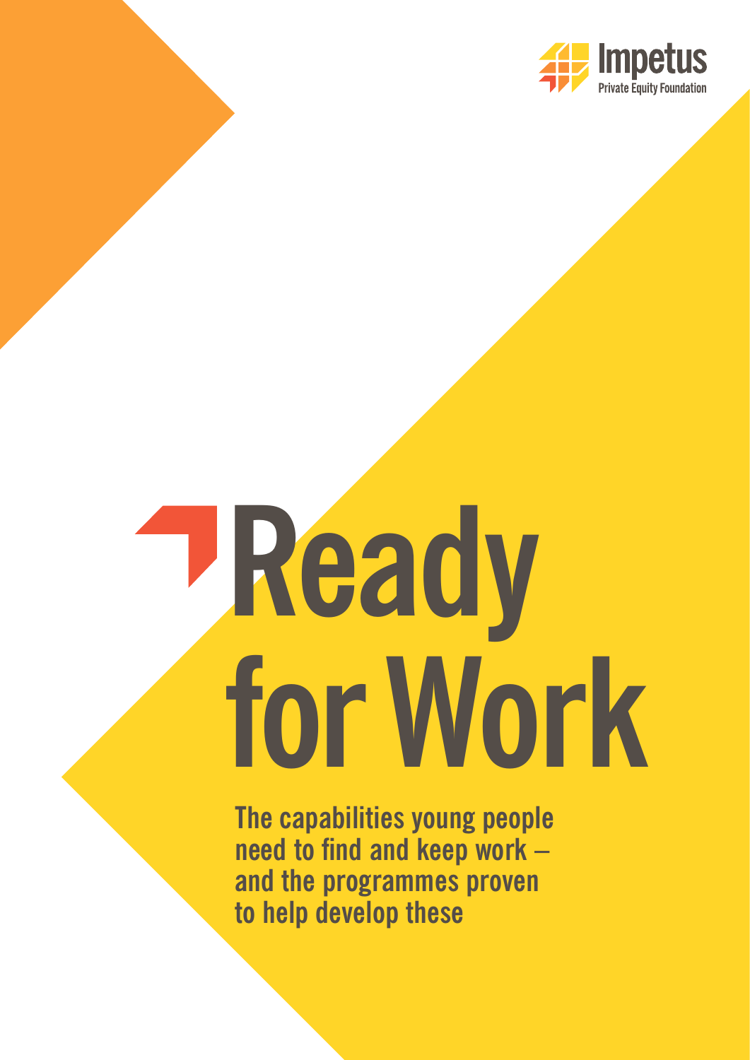Impetus

Private Equity Foundation

# Ready for Work

**The capabilities young people need to find and keep work – and the programmes proven to help develop these**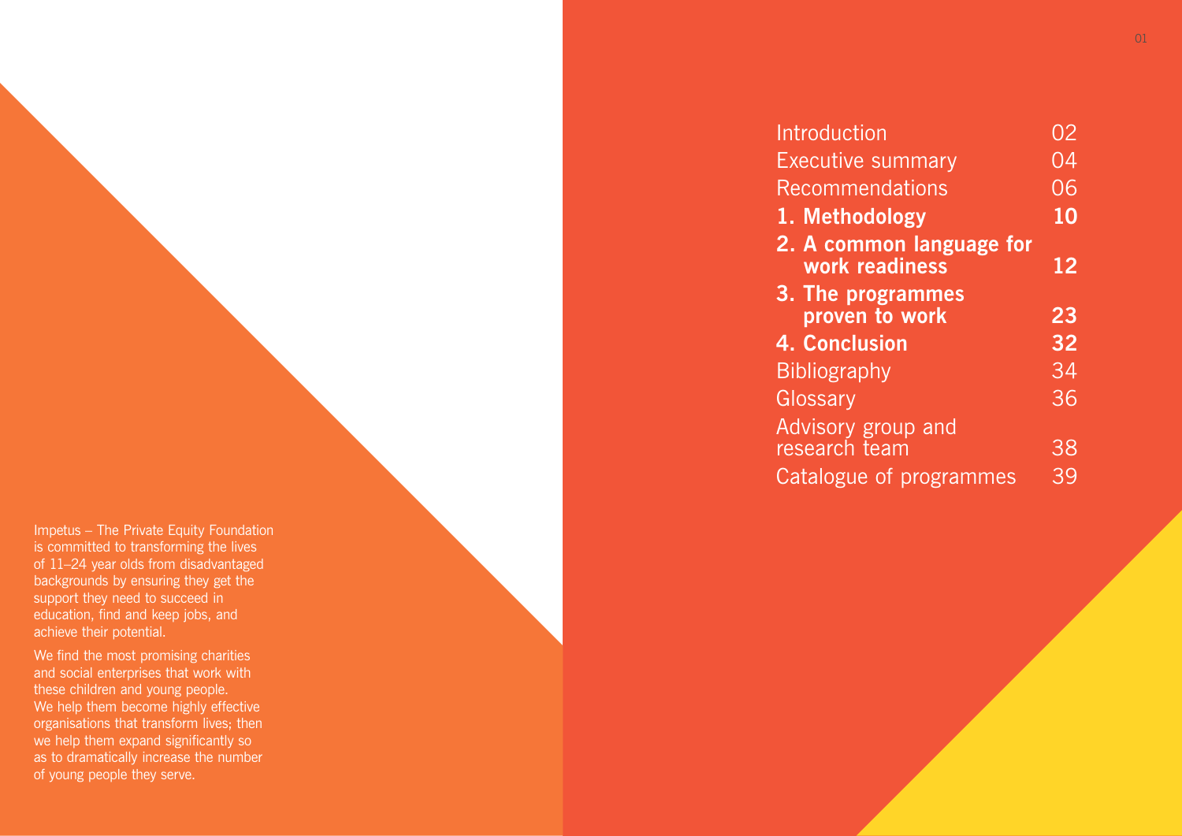Impetus – The Private Equity Foundation is committed to transforming the lives of 11–24 year olds from disadvantaged backgrounds by ensuring they get the support they need to succeed in education, find and keep jobs, and achieve their potential.

We find the most promising charities and social enterprises that work with these children and young people. We help them become highly effective organisations that transform lives; then we help them expand significantly so as to dramatically increase the number of young people they serve.

| | |
|---|---|
| Introduction | 02 |
| Executive summary | 04 |
| Recommendations | 06 |
| **1. Methodology** | **10** |
| **2. A common language for work readiness** | **12** |
| **3. The programmes proven to work** | **23** |
| **4. Conclusion** | **32** |
| Bibliography | 34 |
| Glossary | 36 |
| Advisory group and research team | 38 |
| Catalogue of programmes | 39 |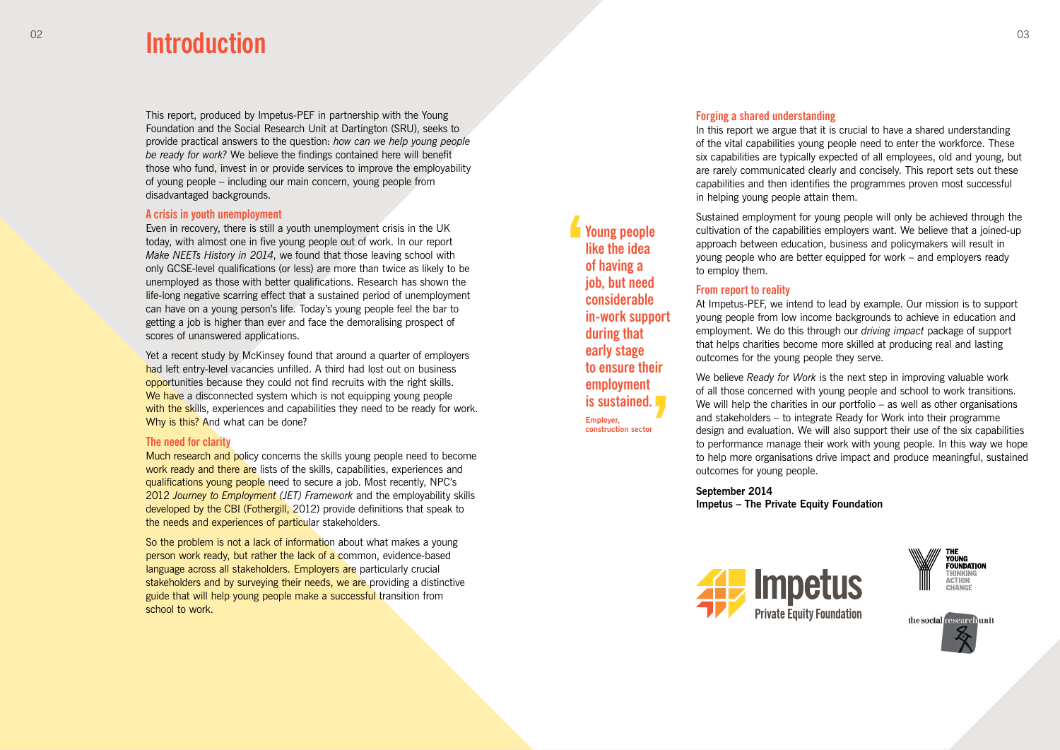# Introduction

This report, produced by Impetus-PEF in partnership with the Young Foundation and the Social Research Unit at Dartington (SRU), seeks to provide practical answers to the question: *how can we help young people be ready for work?* We believe the findings contained here will benefit those who fund, invest in or provide services to improve the employability of young people – including our main concern, young people from disadvantaged backgrounds.

### A crisis in youth unemployment

Even in recovery, there is still a youth unemployment crisis in the UK today, with almost one in five young people out of work. In our report *Make NEETs History in 2014*, we found that those leaving school with only GCSE-level qualifications (or less) are more than twice as likely to be unemployed as those with better qualifications. Research has shown the life-long negative scarring effect that a sustained period of unemployment can have on a young person's life. Today's young people feel the bar to getting a job is higher than ever and face the demoralising prospect of scores of unanswered applications.

Yet a recent study by McKinsey found that around a quarter of employers had left entry-level vacancies unfilled. A third had lost out on business opportunities because they could not find recruits with the right skills. We have a disconnected system which is not equipping young people with the skills, experiences and capabilities they need to be ready for work. Why is this? And what can be done?

### The need for clarity

Much research and policy concerns the skills young people need to become work ready and there are lists of the skills, capabilities, experiences and qualifications young people need to secure a job. Most recently, NPC's 2012 *Journey to Employment (JET) Framework* and the employability skills developed by the CBI (Fothergill, 2012) provide definitions that speak to the needs and experiences of particular stakeholders.

So the problem is not a lack of information about what makes a young person work ready, but rather the lack of a common, evidence-based language across all stakeholders. Employers are particularly crucial stakeholders and by surveying their needs, we are providing a distinctive guide that will help young people make a successful transition from school to work.

> **Young people like the idea of having a job, but need considerable in-work support during that early stage to ensure their employment is sustained.**
>
> **Employer, construction sector**

### Forging a shared understanding

In this report we argue that it is crucial to have a shared understanding of the vital capabilities young people need to enter the workforce. These six capabilities are typically expected of all employees, old and young, but are rarely communicated clearly and concisely. This report sets out these capabilities and then identifies the programmes proven most successful in helping young people attain them.

Sustained employment for young people will only be achieved through the cultivation of the capabilities employers want. We believe that a joined-up approach between education, business and policymakers will result in young people who are better equipped for work – and employers ready to employ them.

### From report to reality

At Impetus-PEF, we intend to lead by example. Our mission is to support young people from low income backgrounds to achieve in education and employment. We do this through our *driving impact* package of support that helps charities become more skilled at producing real and lasting outcomes for the young people they serve.

We believe *Ready for Work* is the next step in improving valuable work of all those concerned with young people and school to work transitions. We will help the charities in our portfolio – as well as other organisations and stakeholders – to integrate Ready for Work into their programme design and evaluation. We will also support their use of the six capabilities to performance manage their work with young people. In this way we hope to help more organisations drive impact and produce meaningful, sustained outcomes for young people.

**September 2014**
**Impetus – The Private Equity Foundation**

Impetus Private Equity Foundation

THE YOUNG FOUNDATION THINKING ACTION CHANGE

the social research unit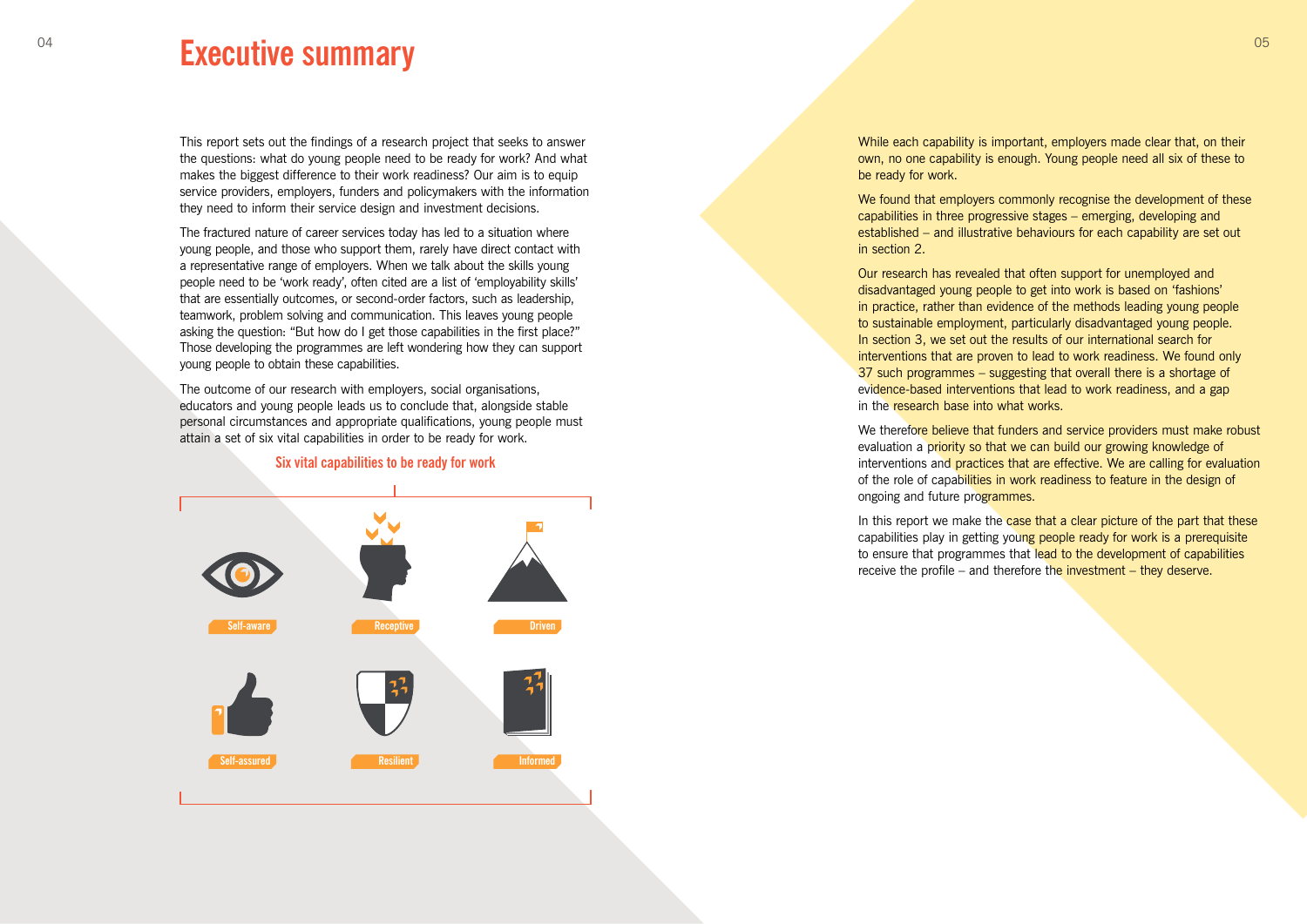# Executive summary

This report sets out the findings of a research project that seeks to answer the questions: what do young people need to be ready for work? And what makes the biggest difference to their work readiness? Our aim is to equip service providers, employers, funders and policymakers with the information they need to inform their service design and investment decisions.

The fractured nature of career services today has led to a situation where young people, and those who support them, rarely have direct contact with a representative range of employers. When we talk about the skills young people need to be 'work ready', often cited are a list of 'employability skills' that are essentially outcomes, or second-order factors, such as leadership, teamwork, problem solving and communication. This leaves young people asking the question: "But how do I get those capabilities in the first place?" Those developing the programmes are left wondering how they can support young people to obtain these capabilities.

The outcome of our research with employers, social organisations, educators and young people leads us to conclude that, alongside stable personal circumstances and appropriate qualifications, young people must attain a set of six vital capabilities in order to be ready for work.

**Six vital capabilities to be ready for work**

- Self-aware
- Receptive
- Driven
- Self-assured
- Resilient
- Informed

While each capability is important, employers made clear that, on their own, no one capability is enough. Young people need all six of these to be ready for work.

We found that employers commonly recognise the development of these capabilities in three progressive stages – emerging, developing and established – and illustrative behaviours for each capability are set out in section 2.

Our research has revealed that often support for unemployed and disadvantaged young people to get into work is based on 'fashions' in practice, rather than evidence of the methods leading young people to sustainable employment, particularly disadvantaged young people. In section 3, we set out the results of our international search for interventions that are proven to lead to work readiness. We found only 37 such programmes – suggesting that overall there is a shortage of evidence-based interventions that lead to work readiness, and a gap in the research base into what works.

We therefore believe that funders and service providers must make robust evaluation a priority so that we can build our growing knowledge of interventions and practices that are effective. We are calling for evaluation of the role of capabilities in work readiness to feature in the design of ongoing and future programmes.

In this report we make the case that a clear picture of the part that these capabilities play in getting young people ready for work is a prerequisite to ensure that programmes that lead to the development of capabilities receive the profile – and therefore the investment – they deserve.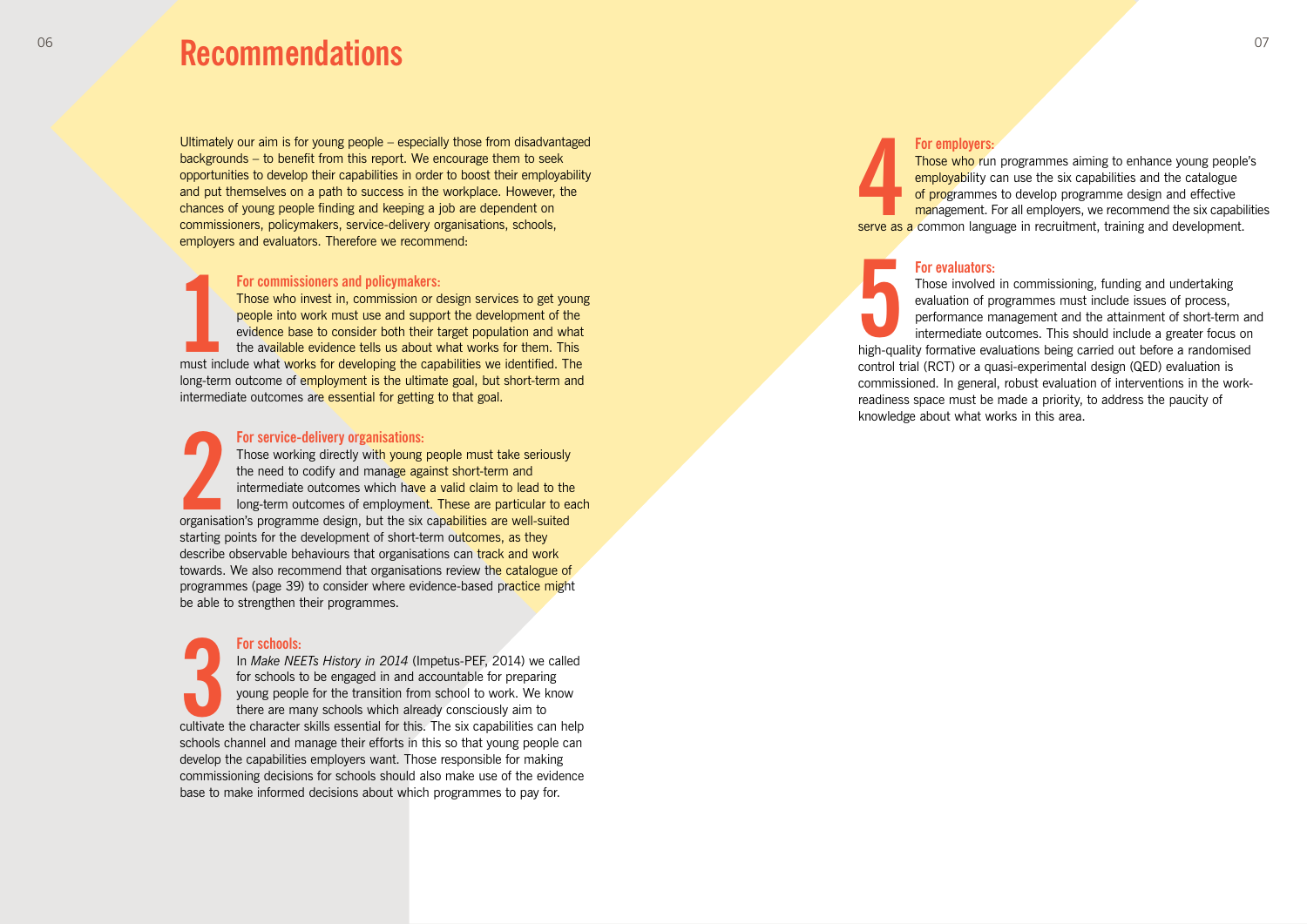# Recommendations

Ultimately our aim is for young people – especially those from disadvantaged backgrounds – to benefit from this report. We encourage them to seek opportunities to develop their capabilities in order to boost their employability and put themselves on a path to success in the workplace. However, the chances of young people finding and keeping a job are dependent on commissioners, policymakers, service-delivery organisations, schools, employers and evaluators. Therefore we recommend:

## 1 For commissioners and policymakers:

Those who invest in, commission or design services to get young people into work must use and support the development of the evidence base to consider both their target population and what the available evidence tells us about what works for them. This must include what works for developing the capabilities we identified. The long-term outcome of employment is the ultimate goal, but short-term and intermediate outcomes are essential for getting to that goal.

## 2 For service-delivery organisations:

Those working directly with young people must take seriously the need to codify and manage against short-term and intermediate outcomes which have a valid claim to lead to the long-term outcomes of employment. These are particular to each organisation's programme design, but the six capabilities are well-suited starting points for the development of short-term outcomes, as they describe observable behaviours that organisations can track and work towards. We also recommend that organisations review the catalogue of programmes (page 39) to consider where evidence-based practice might be able to strengthen their programmes.

## 3 For schools:

In *Make NEETs History in 2014* (Impetus-PEF, 2014) we called for schools to be engaged in and accountable for preparing young people for the transition from school to work. We know there are many schools which already consciously aim to cultivate the character skills essential for this. The six capabilities can help schools channel and manage their efforts in this so that young people can develop the capabilities employers want. Those responsible for making commissioning decisions for schools should also make use of the evidence base to make informed decisions about which programmes to pay for.

## 4 For employers:

Those who run programmes aiming to enhance young people's employability can use the six capabilities and the catalogue of programmes to develop programme design and effective management. For all employers, we recommend the six capabilities serve as a common language in recruitment, training and development.

## 5 For evaluators:

Those involved in commissioning, funding and undertaking evaluation of programmes must include issues of process, performance management and the attainment of short-term and intermediate outcomes. This should include a greater focus on high-quality formative evaluations being carried out before a randomised control trial (RCT) or a quasi-experimental design (QED) evaluation is commissioned. In general, robust evaluation of interventions in the work-readiness space must be made a priority, to address the paucity of knowledge about what works in this area.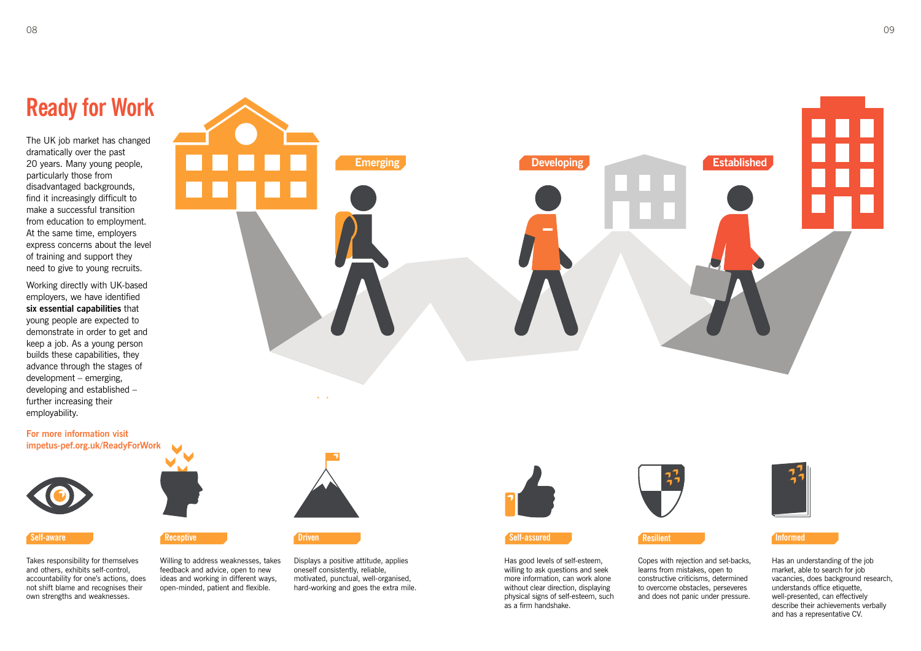# Ready for Work

The UK job market has changed dramatically over the past 20 years. Many young people, particularly those from disadvantaged backgrounds, find it increasingly difficult to make a successful transition from education to employment. At the same time, employers express concerns about the level of training and support they need to give to young recruits.

Working directly with UK-based employers, we have identified **six essential capabilities** that young people are expected to demonstrate in order to get and keep a job. As a young person builds these capabilities, they advance through the stages of development – emerging, developing and established – further increasing their employability.

**For more information visit impetus-pef.org.uk/ReadyForWork**

Emerging

Developing

Established

**Self-aware**

Takes responsibility for themselves and others, exhibits self-control, accountability for one's actions, does not shift blame and recognises their own strengths and weaknesses.

**Receptive**

Willing to address weaknesses, takes feedback and advice, open to new ideas and working in different ways, open-minded, patient and flexible.

**Driven**

Displays a positive attitude, applies oneself consistently, reliable, motivated, punctual, well-organised, hard-working and goes the extra mile.

**Self-assured**

Has good levels of self-esteem, willing to ask questions and seek more information, can work alone without clear direction, displaying physical signs of self-esteem, such as a firm handshake.

**Resilient**

Copes with rejection and set-backs, learns from mistakes, open to constructive criticisms, determined to overcome obstacles, perseveres and does not panic under pressure.

**Informed**

Has an understanding of the job market, able to search for job vacancies, does background research, understands office etiquette, well-presented, can effectively describe their achievements verbally and has a representative CV.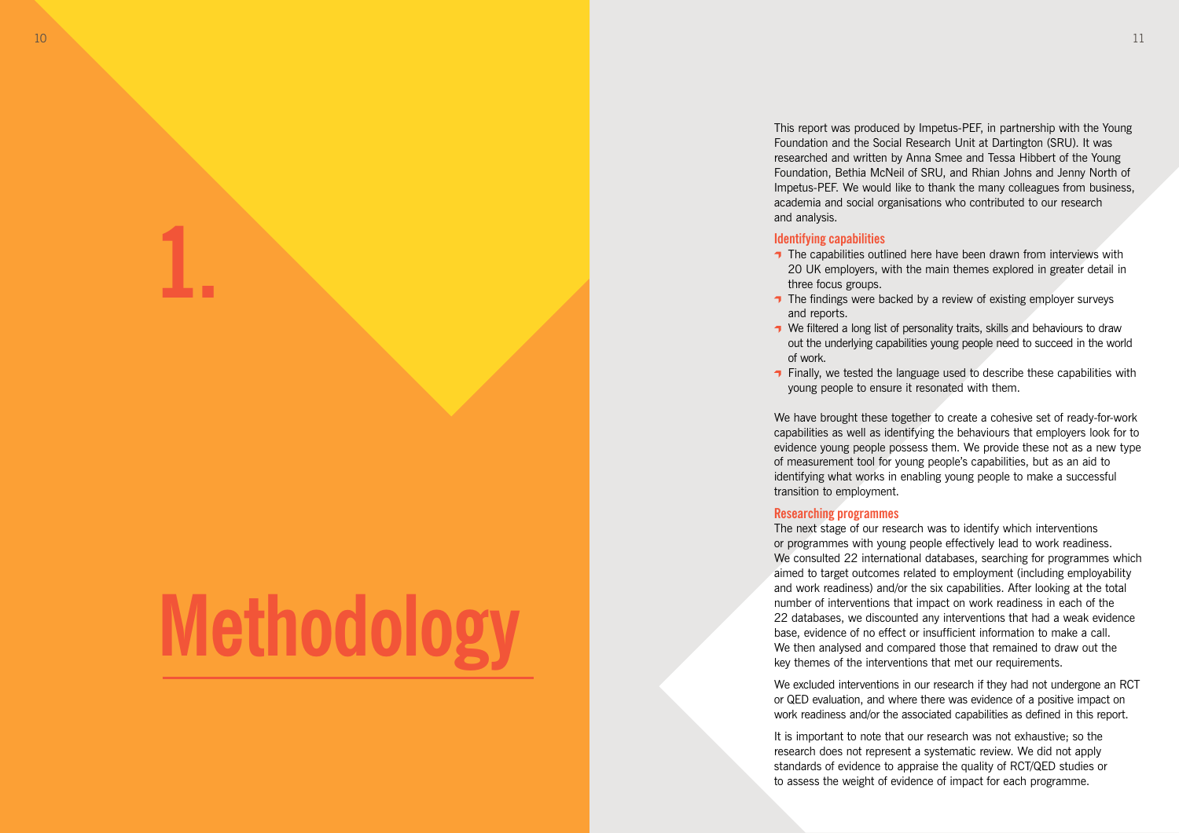# 1. Methodology

This report was produced by Impetus-PEF, in partnership with the Young Foundation and the Social Research Unit at Dartington (SRU). It was researched and written by Anna Smee and Tessa Hibbert of the Young Foundation, Bethia McNeil of SRU, and Rhian Johns and Jenny North of Impetus-PEF. We would like to thank the many colleagues from business, academia and social organisations who contributed to our research and analysis.

## Identifying capabilities

- The capabilities outlined here have been drawn from interviews with 20 UK employers, with the main themes explored in greater detail in three focus groups.
- The findings were backed by a review of existing employer surveys and reports.
- We filtered a long list of personality traits, skills and behaviours to draw out the underlying capabilities young people need to succeed in the world of work.
- Finally, we tested the language used to describe these capabilities with young people to ensure it resonated with them.

We have brought these together to create a cohesive set of ready-for-work capabilities as well as identifying the behaviours that employers look for to evidence young people possess them. We provide these not as a new type of measurement tool for young people's capabilities, but as an aid to identifying what works in enabling young people to make a successful transition to employment.

## Researching programmes

The next stage of our research was to identify which interventions or programmes with young people effectively lead to work readiness. We consulted 22 international databases, searching for programmes which aimed to target outcomes related to employment (including employability and work readiness) and/or the six capabilities. After looking at the total number of interventions that impact on work readiness in each of the 22 databases, we discounted any interventions that had a weak evidence base, evidence of no effect or insufficient information to make a call. We then analysed and compared those that remained to draw out the key themes of the interventions that met our requirements.

We excluded interventions in our research if they had not undergone an RCT or QED evaluation, and where there was evidence of a positive impact on work readiness and/or the associated capabilities as defined in this report.

It is important to note that our research was not exhaustive; so the research does not represent a systematic review. We did not apply standards of evidence to appraise the quality of RCT/QED studies or to assess the weight of evidence of impact for each programme.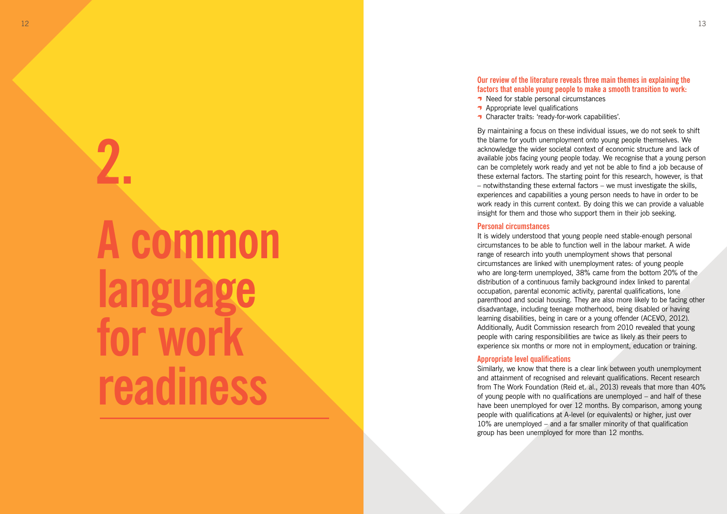# 2. A common language for work readiness

**Our review of the literature reveals three main themes in explaining the factors that enable young people to make a smooth transition to work:**

- Need for stable personal circumstances
- Appropriate level qualifications
- Character traits: 'ready-for-work capabilities'.

By maintaining a focus on these individual issues, we do not seek to shift the blame for youth unemployment onto young people themselves. We acknowledge the wider societal context of economic structure and lack of available jobs facing young people today. We recognise that a young person can be completely work ready and yet not be able to find a job because of these external factors. The starting point for this research, however, is that – notwithstanding these external factors – we must investigate the skills, experiences and capabilities a young person needs to have in order to be work ready in this current context. By doing this we can provide a valuable insight for them and those who support them in their job seeking.

## Personal circumstances

It is widely understood that young people need stable-enough personal circumstances to be able to function well in the labour market. A wide range of research into youth unemployment shows that personal circumstances are linked with unemployment rates: of young people who are long-term unemployed, 38% came from the bottom 20% of the distribution of a continuous family background index linked to parental occupation, parental economic activity, parental qualifications, lone parenthood and social housing. They are also more likely to be facing other disadvantage, including teenage motherhood, being disabled or having learning disabilities, being in care or a young offender (ACEVO, 2012). Additionally, Audit Commission research from 2010 revealed that young people with caring responsibilities are twice as likely as their peers to experience six months or more not in employment, education or training.

## Appropriate level qualifications

Similarly, we know that there is a clear link between youth unemployment and attainment of recognised and relevant qualifications. Recent research from The Work Foundation (Reid et. al., 2013) reveals that more than 40% of young people with no qualifications are unemployed – and half of these have been unemployed for over 12 months. By comparison, among young people with qualifications at A-level (or equivalents) or higher, just over 10% are unemployed – and a far smaller minority of that qualification group has been unemployed for more than 12 months.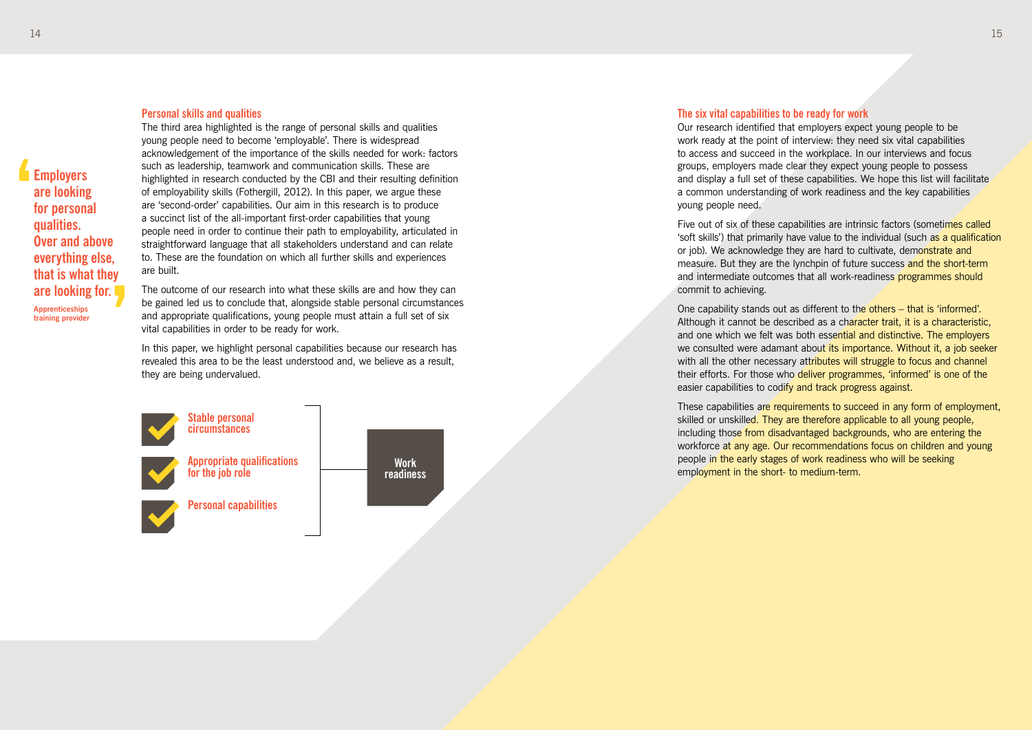> **Employers are looking for personal qualities. Over and above everything else, that is what they are looking for.**
>
> Apprenticeships training provider

## Personal skills and qualities

The third area highlighted is the range of personal skills and qualities young people need to become 'employable'. There is widespread acknowledgement of the importance of the skills needed for work: factors such as leadership, teamwork and communication skills. These are highlighted in research conducted by the CBI and their resulting definition of employability skills (Fothergill, 2012). In this paper, we argue these are 'second-order' capabilities. Our aim in this research is to produce a succinct list of the all-important first-order capabilities that young people need in order to continue their path to employability, articulated in straightforward language that all stakeholders understand and can relate to. These are the foundation on which all further skills and experiences are built.

The outcome of our research into what these skills are and how they can be gained led us to conclude that, alongside stable personal circumstances and appropriate qualifications, young people must attain a full set of six vital capabilities in order to be ready for work.

In this paper, we highlight personal capabilities because our research has revealed this area to be the least understood and, we believe as a result, they are being undervalued.

- ✓ Stable personal circumstances
- ✓ Appropriate qualifications for the job role
- ✓ Personal capabilities

→ **Work readiness**

## The six vital capabilities to be ready for work

Our research identified that employers expect young people to be work ready at the point of interview: they need six vital capabilities to access and succeed in the workplace. In our interviews and focus groups, employers made clear they expect young people to possess and display a full set of these capabilities. We hope this list will facilitate a common understanding of work readiness and the key capabilities young people need.

Five out of six of these capabilities are intrinsic factors (sometimes called 'soft skills') that primarily have value to the individual (such as a qualification or job). We acknowledge they are hard to cultivate, demonstrate and measure. But they are the lynchpin of future success and the short-term and intermediate outcomes that all work-readiness programmes should commit to achieving.

One capability stands out as different to the others – that is 'informed'. Although it cannot be described as a character trait, it is a characteristic, and one which we felt was both essential and distinctive. The employers we consulted were adamant about its importance. Without it, a job seeker with all the other necessary attributes will struggle to focus and channel their efforts. For those who deliver programmes, 'informed' is one of the easier capabilities to codify and track progress against.

These capabilities are requirements to succeed in any form of employment, skilled or unskilled. They are therefore applicable to all young people, including those from disadvantaged backgrounds, who are entering the workforce at any age. Our recommendations focus on children and young people in the early stages of work readiness who will be seeking employment in the short- to medium-term.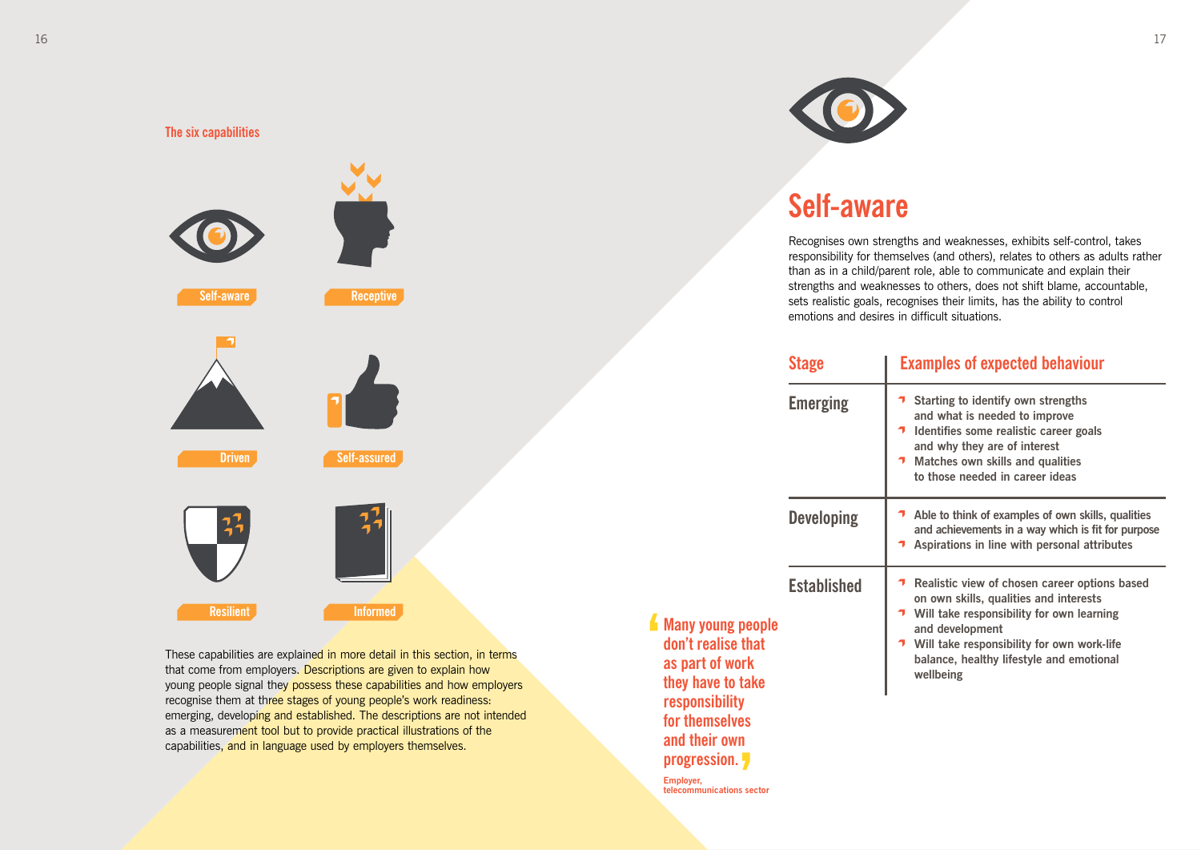### The six capabilities

Self-aware

Receptive

Driven

Self-assured

Resilient

Informed

These capabilities are explained in more detail in this section, in terms that come from employers. Descriptions are given to explain how young people signal they possess these capabilities and how employers recognise them at three stages of young people's work readiness: emerging, developing and established. The descriptions are not intended as a measurement tool but to provide practical illustrations of the capabilities, and in language used by employers themselves.

> "Many young people don't realise that as part of work they have to take responsibility for themselves and their own progression."
>
> Employer, telecommunications sector

## Self-aware

Recognises own strengths and weaknesses, exhibits self-control, takes responsibility for themselves (and others), relates to others as adults rather than as in a child/parent role, able to communicate and explain their strengths and weaknesses to others, does not shift blame, accountable, sets realistic goals, recognises their limits, has the ability to control emotions and desires in difficult situations.

| Stage | Examples of expected behaviour |
| --- | --- |
| Emerging | • Starting to identify own strengths and what is needed to improve<br>• Identifies some realistic career goals and why they are of interest<br>• Matches own skills and qualities to those needed in career ideas |
| Developing | • Able to think of examples of own skills, qualities and achievements in a way which is fit for purpose<br>• Aspirations in line with personal attributes |
| Established | • Realistic view of chosen career options based on own skills, qualities and interests<br>• Will take responsibility for own learning and development<br>• Will take responsibility for own work-life balance, healthy lifestyle and emotional wellbeing |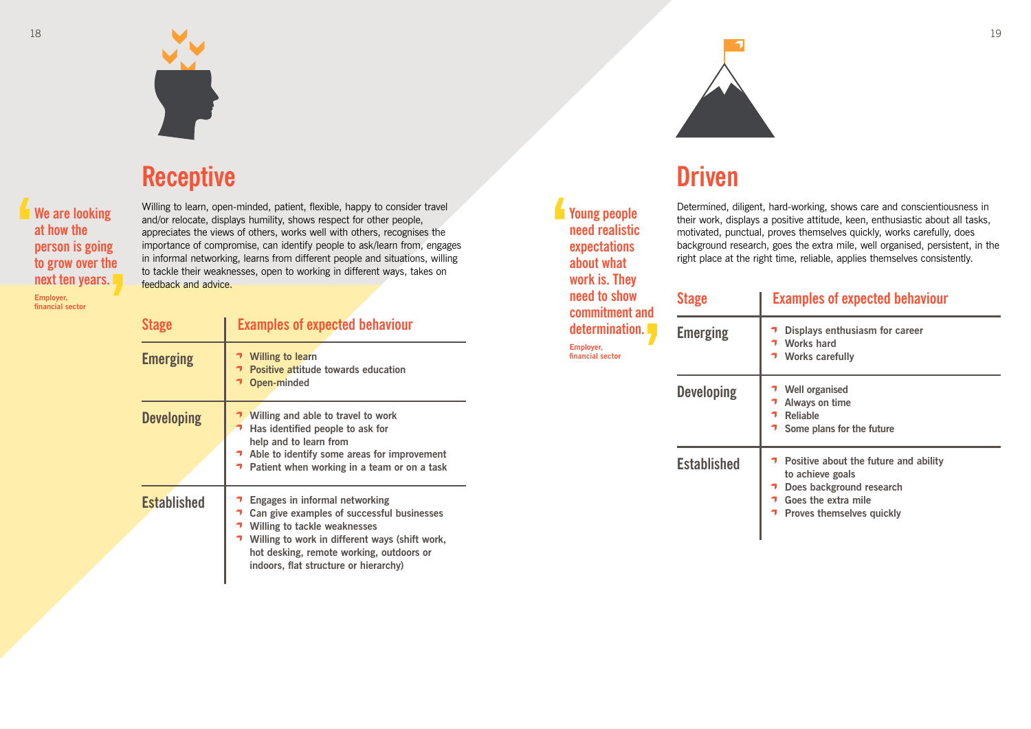## Receptive

> We are looking at how the person is going to grow over the next ten years.
>
> Employer, financial sector

Willing to learn, open-minded, patient, flexible, happy to consider travel and/or relocate, displays humility, shows respect for other people, appreciates the views of others, works well with others, recognises the importance of compromise, can identify people to ask/learn from, engages in informal networking, learns from different people and situations, willing to tackle their weaknesses, open to working in different ways, takes on feedback and advice.

| Stage | Examples of expected behaviour |
| --- | --- |
| Emerging | Willing to learn<br>Positive attitude towards education<br>Open-minded |
| Developing | Willing and able to travel to work<br>Has identified people to ask for help and to learn from<br>Able to identify some areas for improvement<br>Patient when working in a team or on a task |
| Established | Engages in informal networking<br>Can give examples of successful businesses<br>Willing to tackle weaknesses<br>Willing to work in different ways (shift work, hot desking, remote working, outdoors or indoors, flat structure or hierarchy) |

## Driven

> Young people need realistic expectations about what work is. They need to show commitment and determination.
>
> Employer, financial sector

Determined, diligent, hard-working, shows care and conscientiousness in their work, displays a positive attitude, keen, enthusiastic about all tasks, motivated, punctual, proves themselves quickly, works carefully, does background research, goes the extra mile, well organised, persistent, in the right place at the right time, reliable, applies themselves consistently.

| Stage | Examples of expected behaviour |
| --- | --- |
| Emerging | Displays enthusiasm for career<br>Works hard<br>Works carefully |
| Developing | Well organised<br>Always on time<br>Reliable<br>Some plans for the future |
| Established | Positive about the future and ability to achieve goals<br>Does background research<br>Goes the extra mile<br>Proves themselves quickly |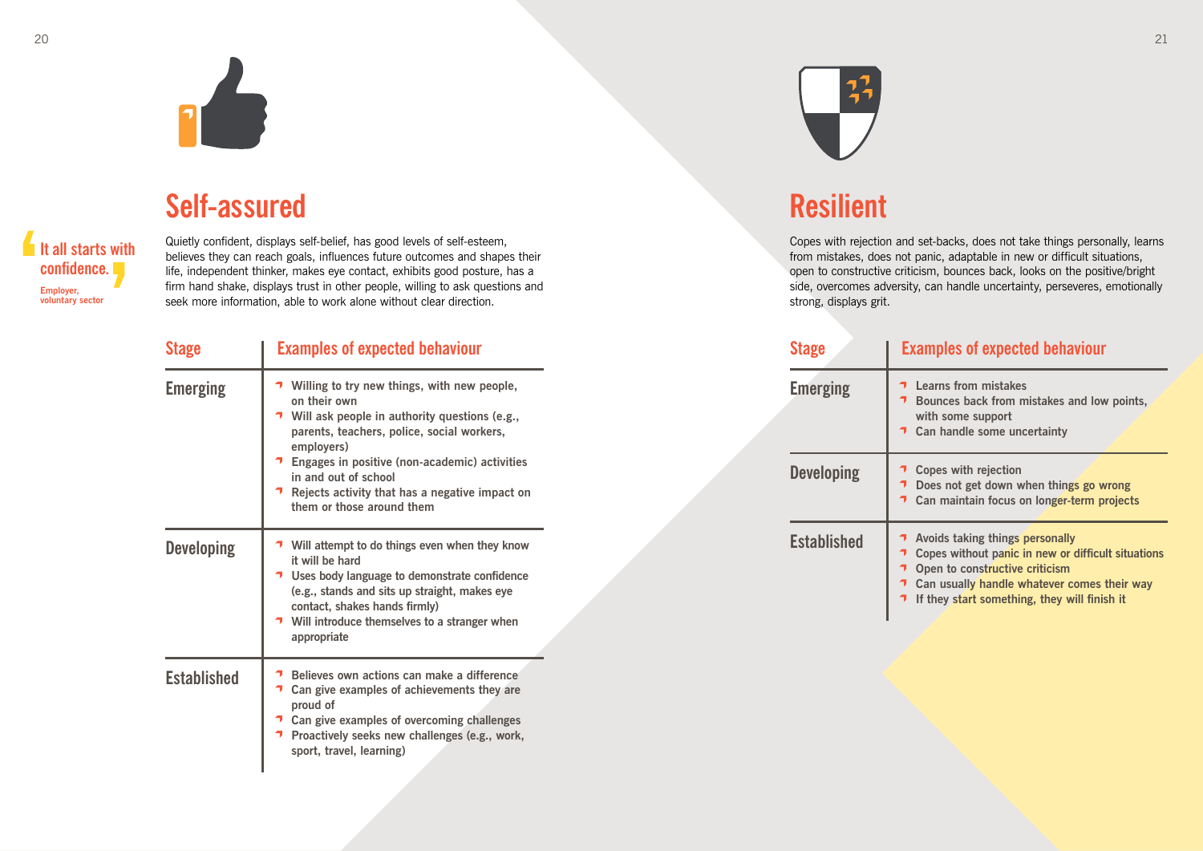## Self-assured

> It all starts with confidence.
>
> Employer, voluntary sector

Quietly confident, displays self-belief, has good levels of self-esteem, believes they can reach goals, influences future outcomes and shapes their life, independent thinker, makes eye contact, exhibits good posture, has a firm hand shake, displays trust in other people, willing to ask questions and seek more information, able to work alone without clear direction.

| Stage | Examples of expected behaviour |
| --- | --- |
| Emerging | • Willing to try new things, with new people, on their own<br>• Will ask people in authority questions (e.g., parents, teachers, police, social workers, employers)<br>• Engages in positive (non-academic) activities in and out of school<br>• Rejects activity that has a negative impact on them or those around them |
| Developing | • Will attempt to do things even when they know it will be hard<br>• Uses body language to demonstrate confidence (e.g., stands and sits up straight, makes eye contact, shakes hands firmly)<br>• Will introduce themselves to a stranger when appropriate |
| Established | • Believes own actions can make a difference<br>• Can give examples of achievements they are proud of<br>• Can give examples of overcoming challenges<br>• Proactively seeks new challenges (e.g., work, sport, travel, learning) |

## Resilient

Copes with rejection and set-backs, does not take things personally, learns from mistakes, does not panic, adaptable in new or difficult situations, open to constructive criticism, bounces back, looks on the positive/bright side, overcomes adversity, can handle uncertainty, perseveres, emotionally strong, displays grit.

| Stage | Examples of expected behaviour |
| --- | --- |
| Emerging | • Learns from mistakes<br>• Bounces back from mistakes and low points, with some support<br>• Can handle some uncertainty |
| Developing | • Copes with rejection<br>• Does not get down when things go wrong<br>• Can maintain focus on longer-term projects |
| Established | • Avoids taking things personally<br>• Copes without panic in new or difficult situations<br>• Open to constructive criticism<br>• Can usually handle whatever comes their way<br>• If they start something, they will finish it |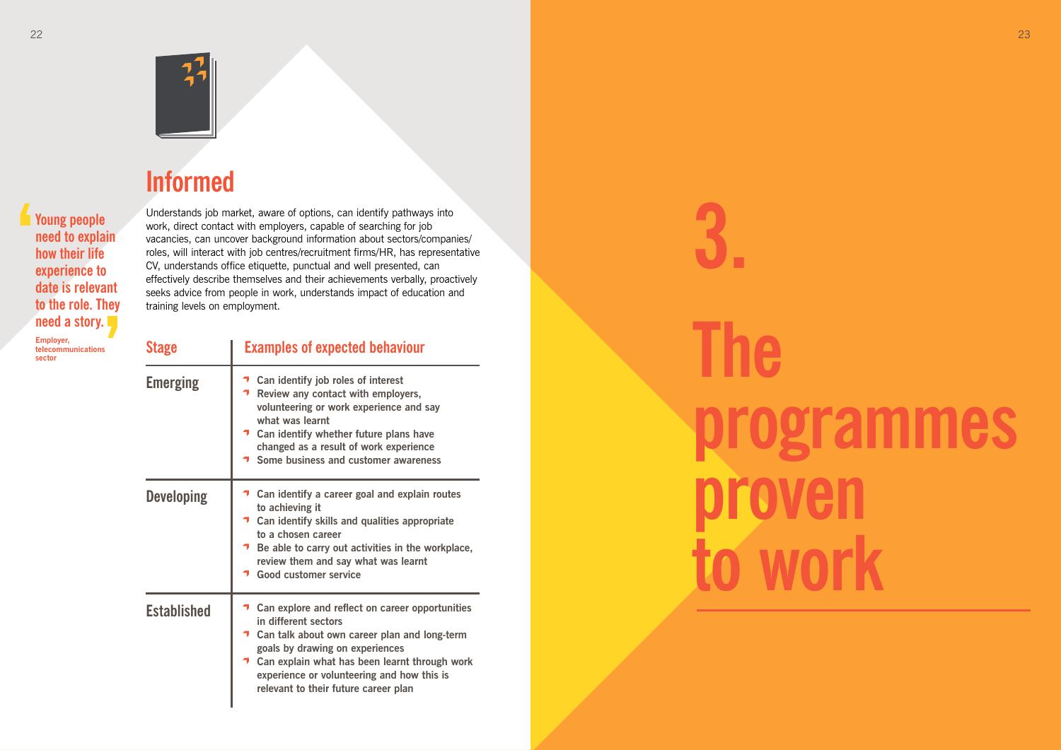> Young people need to explain how their life experience to date is relevant to the role. They need a story.
>
> Employer, telecommunications sector

## Informed

Understands job market, aware of options, can identify pathways into work, direct contact with employers, capable of searching for job vacancies, can uncover background information about sectors/companies/roles, will interact with job centres/recruitment firms/HR, has representative CV, understands office etiquette, punctual and well presented, can effectively describe themselves and their achievements verbally, proactively seeks advice from people in work, understands impact of education and training levels on employment.

| Stage | Examples of expected behaviour |
|---|---|
| Emerging | • Can identify job roles of interest<br>• Review any contact with employers, volunteering or work experience and say what was learnt<br>• Can identify whether future plans have changed as a result of work experience<br>• Some business and customer awareness |
| Developing | • Can identify a career goal and explain routes to achieving it<br>• Can identify skills and qualities appropriate to a chosen career<br>• Be able to carry out activities in the workplace, review them and say what was learnt<br>• Good customer service |
| Established | • Can explore and reflect on career opportunities in different sectors<br>• Can talk about own career plan and long-term goals by drawing on experiences<br>• Can explain what has been learnt through work experience or volunteering and how this is relevant to their future career plan |

# 3. The programmes proven to work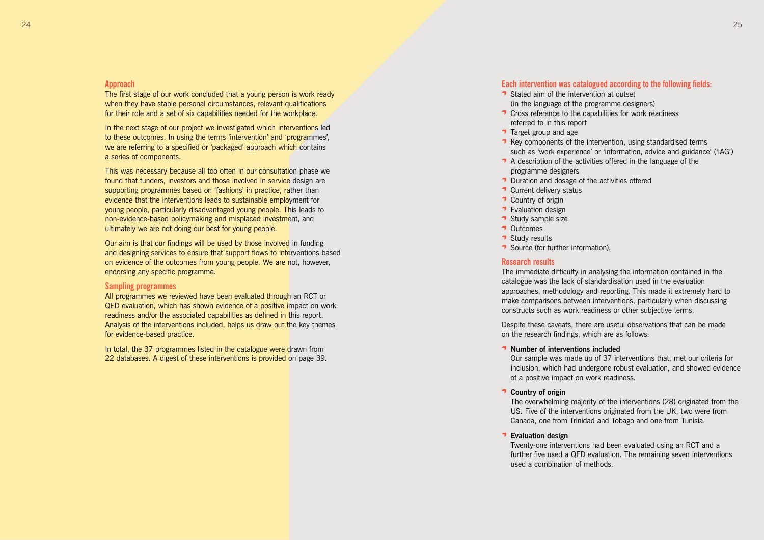## Approach

The first stage of our work concluded that a young person is work ready when they have stable personal circumstances, relevant qualifications for their role and a set of six capabilities needed for the workplace.

In the next stage of our project we investigated which interventions led to these outcomes. In using the terms 'intervention' and 'programmes', we are referring to a specified or 'packaged' approach which contains a series of components.

This was necessary because all too often in our consultation phase we found that funders, investors and those involved in service design are supporting programmes based on 'fashions' in practice, rather than evidence that the interventions leads to sustainable employment for young people, particularly disadvantaged young people. This leads to non-evidence-based policymaking and misplaced investment, and ultimately we are not doing our best for young people.

Our aim is that our findings will be used by those involved in funding and designing services to ensure that support flows to interventions based on evidence of the outcomes from young people. We are not, however, endorsing any specific programme.

## Sampling programmes

All programmes we reviewed have been evaluated through an RCT or QED evaluation, which has shown evidence of a positive impact on work readiness and/or the associated capabilities as defined in this report. Analysis of the interventions included, helps us draw out the key themes for evidence-based practice.

In total, the 37 programmes listed in the catalogue were drawn from 22 databases. A digest of these interventions is provided on page 39.

## Each intervention was catalogued according to the following fields:

- Stated aim of the intervention at outset (in the language of the programme designers)
- Cross reference to the capabilities for work readiness referred to in this report
- Target group and age
- Key components of the intervention, using standardised terms such as 'work experience' or 'information, advice and guidance' ('IAG')
- A description of the activities offered in the language of the programme designers
- Duration and dosage of the activities offered
- Current delivery status
- Country of origin
- Evaluation design
- Study sample size
- Outcomes
- Study results
- Source (for further information).

## Research results

The immediate difficulty in analysing the information contained in the catalogue was the lack of standardisation used in the evaluation approaches, methodology and reporting. This made it extremely hard to make comparisons between interventions, particularly when discussing constructs such as work readiness or other subjective terms.

Despite these caveats, there are useful observations that can be made on the research findings, which are as follows:

- **Number of interventions included**
  Our sample was made up of 37 interventions that, met our criteria for inclusion, which had undergone robust evaluation, and showed evidence of a positive impact on work readiness.

- **Country of origin**
  The overwhelming majority of the interventions (28) originated from the US. Five of the interventions originated from the UK, two were from Canada, one from Trinidad and Tobago and one from Tunisia.

- **Evaluation design**
  Twenty-one interventions had been evaluated using an RCT and a further five used a QED evaluation. The remaining seven interventions used a combination of methods.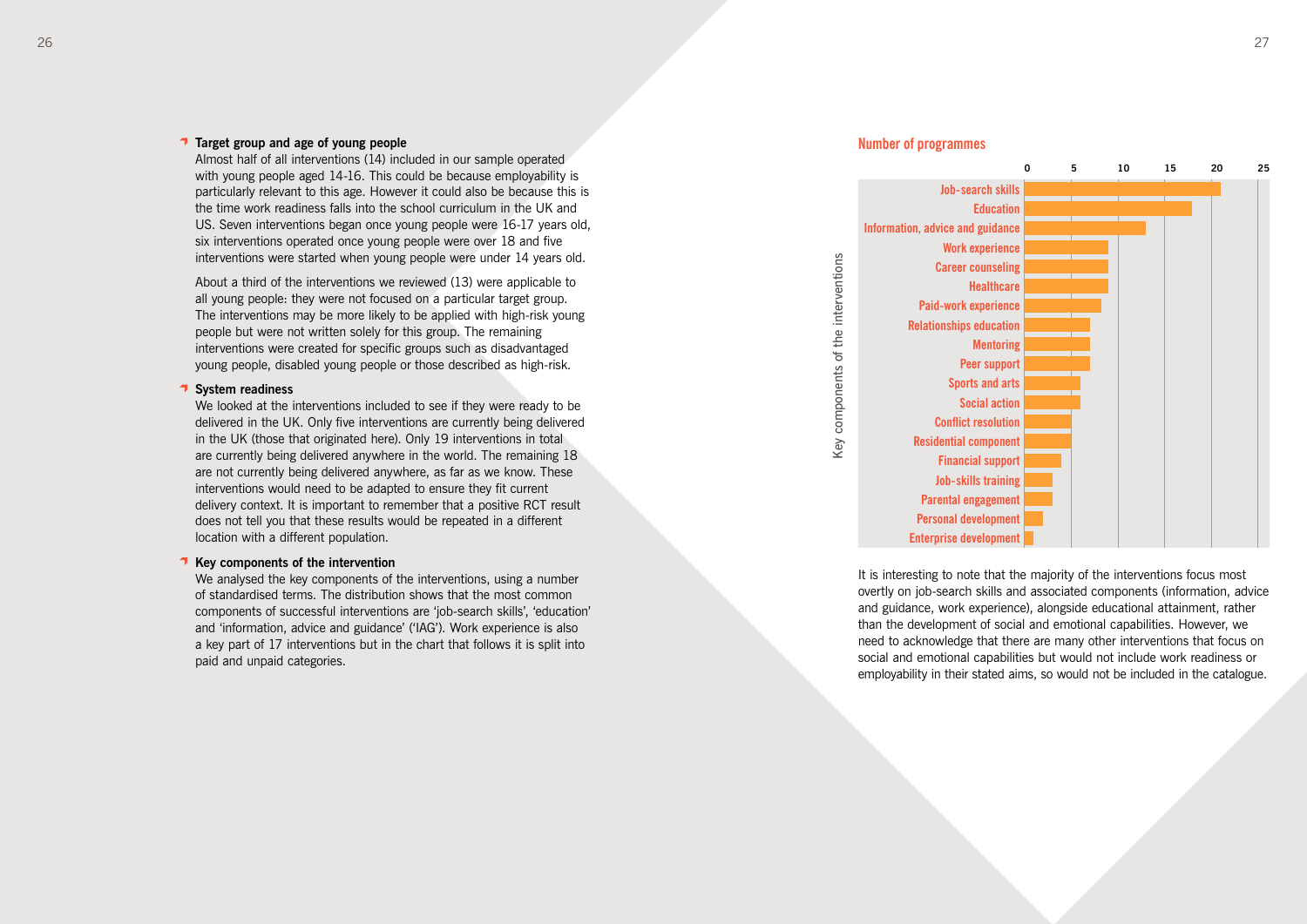### Target group and age of young people

Almost half of all interventions (14) included in our sample operated with young people aged 14-16. This could be because employability is particularly relevant to this age. However it could also be because this is the time work readiness falls into the school curriculum in the UK and US. Seven interventions began once young people were 16-17 years old, six interventions operated once young people were over 18 and five interventions were started when young people were under 14 years old.

About a third of the interventions we reviewed (13) were applicable to all young people: they were not focused on a particular target group. The interventions may be more likely to be applied with high-risk young people but were not written solely for this group. The remaining interventions were created for specific groups such as disadvantaged young people, disabled young people or those described as high-risk.

### System readiness

We looked at the interventions included to see if they were ready to be delivered in the UK. Only five interventions are currently being delivered in the UK (those that originated here). Only 19 interventions in total are currently being delivered anywhere in the world. The remaining 18 are not currently being delivered anywhere, as far as we know. These interventions would need to be adapted to ensure they fit current delivery context. It is important to remember that a positive RCT result does not tell you that these results would be repeated in a different location with a different population.

### Key components of the intervention

We analysed the key components of the interventions, using a number of standardised terms. The distribution shows that the most common components of successful interventions are 'job-search skills', 'education' and 'information, advice and guidance' ('IAG'). Work experience is also a key part of 17 interventions but in the chart that follows it is split into paid and unpaid categories.

**Number of programmes**

| Key components of the interventions | Number of programmes (approx.) |
|---|---|
| Job-search skills | 21 |
| Education | 18 |
| Information, advice and guidance | 13 |
| Work experience | 9 |
| Career counseling | 9 |
| Healthcare | 9 |
| Paid-work experience | 8 |
| Relationships education | 7 |
| Mentoring | 7 |
| Peer support | 7 |
| Sports and arts | 6 |
| Social action | 6 |
| Conflict resolution | 5 |
| Residential component | 5 |
| Financial support | 4 |
| Job-skills training | 3 |
| Parental engagement | 3 |
| Personal development | 2 |
| Enterprise development | 1 |

It is interesting to note that the majority of the interventions focus most overtly on job-search skills and associated components (information, advice and guidance, work experience), alongside educational attainment, rather than the development of social and emotional capabilities. However, we need to acknowledge that there are many other interventions that focus on social and emotional capabilities but would not include work readiness or employability in their stated aims, so would not be included in the catalogue.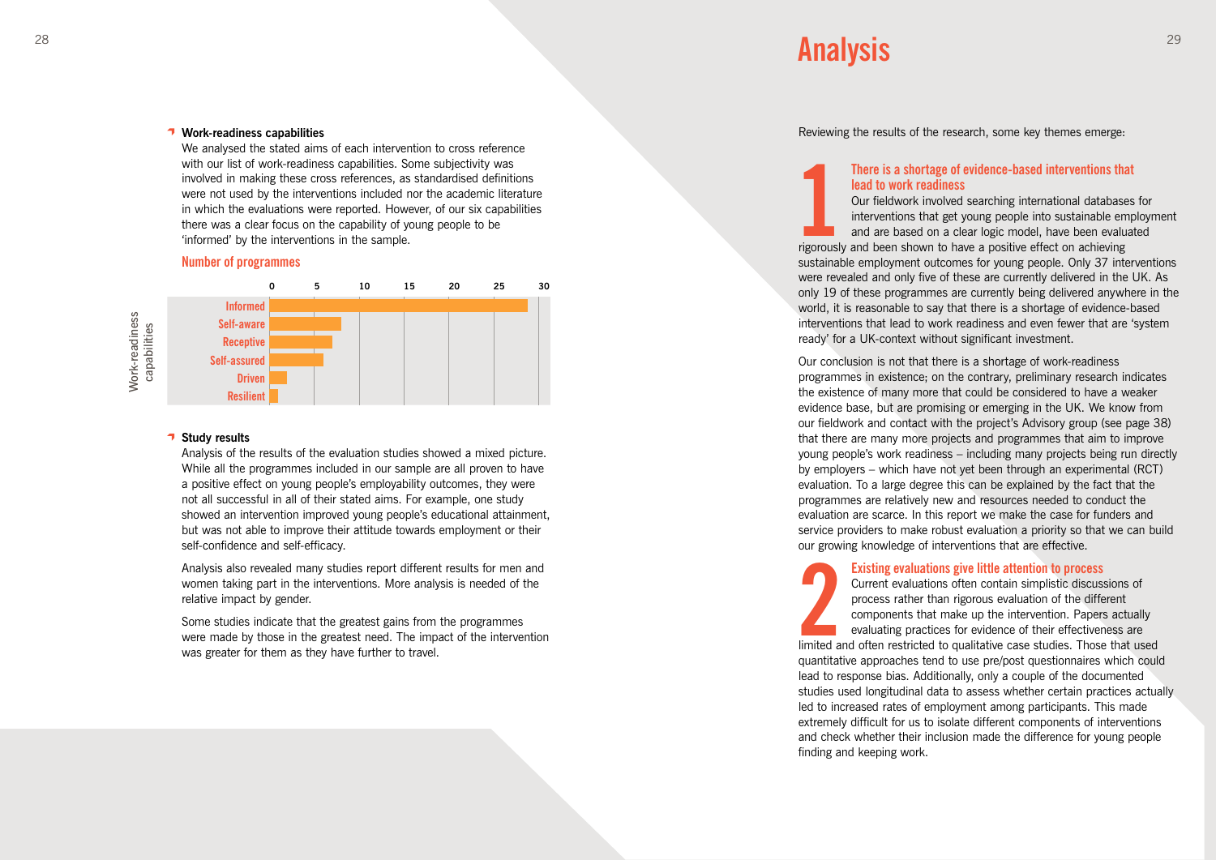### Work-readiness capabilities

We analysed the stated aims of each intervention to cross reference with our list of work-readiness capabilities. Some subjectivity was involved in making these cross references, as standardised definitions were not used by the interventions included nor the academic literature in which the evaluations were reported. However, of our six capabilities there was a clear focus on the capability of young people to be 'informed' by the interventions in the sample.

**Number of programmes**

| Work-readiness capabilities | Number of programmes (approx.) |
|---|---|
| Informed | 29 |
| Self-aware | 8 |
| Receptive | 7 |
| Self-assured | 6 |
| Driven | 2 |
| Resilient | 1 |

### Study results

Analysis of the results of the evaluation studies showed a mixed picture. While all the programmes included in our sample are all proven to have a positive effect on young people's employability outcomes, they were not all successful in all of their stated aims. For example, one study showed an intervention improved young people's educational attainment, but was not able to improve their attitude towards employment or their self-confidence and self-efficacy.

Analysis also revealed many studies report different results for men and women taking part in the interventions. More analysis is needed of the relative impact by gender.

Some studies indicate that the greatest gains from the programmes were made by those in the greatest need. The impact of the intervention was greater for them as they have further to travel.

# Analysis

Reviewing the results of the research, some key themes emerge:

## 1 There is a shortage of evidence-based interventions that lead to work readiness

Our fieldwork involved searching international databases for interventions that get young people into sustainable employment and are based on a clear logic model, have been evaluated rigorously and been shown to have a positive effect on achieving sustainable employment outcomes for young people. Only 37 interventions were revealed and only five of these are currently delivered in the UK. As only 19 of these programmes are currently being delivered anywhere in the world, it is reasonable to say that there is a shortage of evidence-based interventions that lead to work readiness and even fewer that are 'system ready' for a UK-context without significant investment.

Our conclusion is not that there is a shortage of work-readiness programmes in existence; on the contrary, preliminary research indicates the existence of many more that could be considered to have a weaker evidence base, but are promising or emerging in the UK. We know from our fieldwork and contact with the project's Advisory group (see page 38) that there are many more projects and programmes that aim to improve young people's work readiness – including many projects being run directly by employers – which have not yet been through an experimental (RCT) evaluation. To a large degree this can be explained by the fact that the programmes are relatively new and resources needed to conduct the evaluation are scarce. In this report we make the case for funders and service providers to make robust evaluation a priority so that we can build our growing knowledge of interventions that are effective.

## 2 Existing evaluations give little attention to process

Current evaluations often contain simplistic discussions of process rather than rigorous evaluation of the different components that make up the intervention. Papers actually evaluating practices for evidence of their effectiveness are limited and often restricted to qualitative case studies. Those that used quantitative approaches tend to use pre/post questionnaires which could lead to response bias. Additionally, only a couple of the documented studies used longitudinal data to assess whether certain practices actually led to increased rates of employment among participants. This made extremely difficult for us to isolate different components of interventions and check whether their inclusion made the difference for young people finding and keeping work.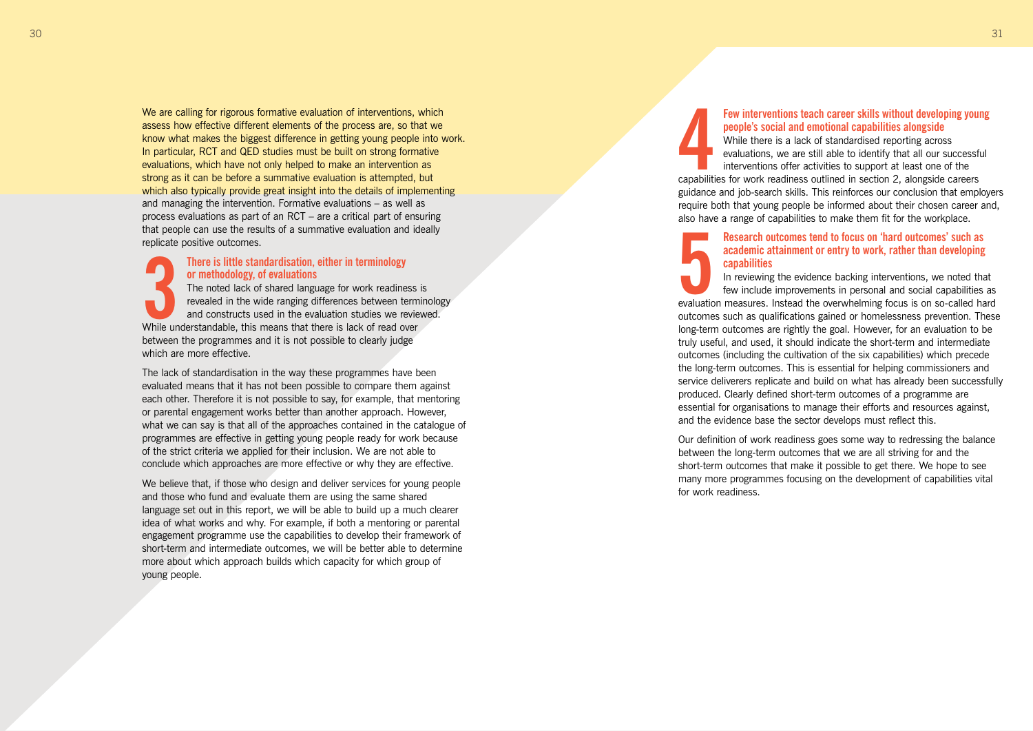We are calling for rigorous formative evaluation of interventions, which assess how effective different elements of the process are, so that we know what makes the biggest difference in getting young people into work. In particular, RCT and QED studies must be built on strong formative evaluations, which have not only helped to make an intervention as strong as it can be before a summative evaluation is attempted, but which also typically provide great insight into the details of implementing and managing the intervention. Formative evaluations – as well as process evaluations as part of an RCT – are a critical part of ensuring that people can use the results of a summative evaluation and ideally replicate positive outcomes.

### 3 There is little standardisation, either in terminology or methodology, of evaluations

The noted lack of shared language for work readiness is revealed in the wide ranging differences between terminology and constructs used in the evaluation studies we reviewed. While understandable, this means that there is lack of read over between the programmes and it is not possible to clearly judge which are more effective.

The lack of standardisation in the way these programmes have been evaluated means that it has not been possible to compare them against each other. Therefore it is not possible to say, for example, that mentoring or parental engagement works better than another approach. However, what we can say is that all of the approaches contained in the catalogue of programmes are effective in getting young people ready for work because of the strict criteria we applied for their inclusion. We are not able to conclude which approaches are more effective or why they are effective.

We believe that, if those who design and deliver services for young people and those who fund and evaluate them are using the same shared language set out in this report, we will be able to build up a much clearer idea of what works and why. For example, if both a mentoring or parental engagement programme use the capabilities to develop their framework of short-term and intermediate outcomes, we will be better able to determine more about which approach builds which capacity for which group of young people.

### 4 Few interventions teach career skills without developing young people's social and emotional capabilities alongside

While there is a lack of standardised reporting across evaluations, we are still able to identify that all our successful interventions offer activities to support at least one of the capabilities for work readiness outlined in section 2, alongside careers guidance and job-search skills. This reinforces our conclusion that employers require both that young people be informed about their chosen career and, also have a range of capabilities to make them fit for the workplace.

### 5 Research outcomes tend to focus on 'hard outcomes' such as academic attainment or entry to work, rather than developing capabilities

In reviewing the evidence backing interventions, we noted that few include improvements in personal and social capabilities as evaluation measures. Instead the overwhelming focus is on so-called hard outcomes such as qualifications gained or homelessness prevention. These long-term outcomes are rightly the goal. However, for an evaluation to be truly useful, and used, it should indicate the short-term and intermediate outcomes (including the cultivation of the six capabilities) which precede the long-term outcomes. This is essential for helping commissioners and service deliverers replicate and build on what has already been successfully produced. Clearly defined short-term outcomes of a programme are essential for organisations to manage their efforts and resources against, and the evidence base the sector develops must reflect this.

Our definition of work readiness goes some way to redressing the balance between the long-term outcomes that we are all striving for and the short-term outcomes that make it possible to get there. We hope to see many more programmes focusing on the development of capabilities vital for work readiness.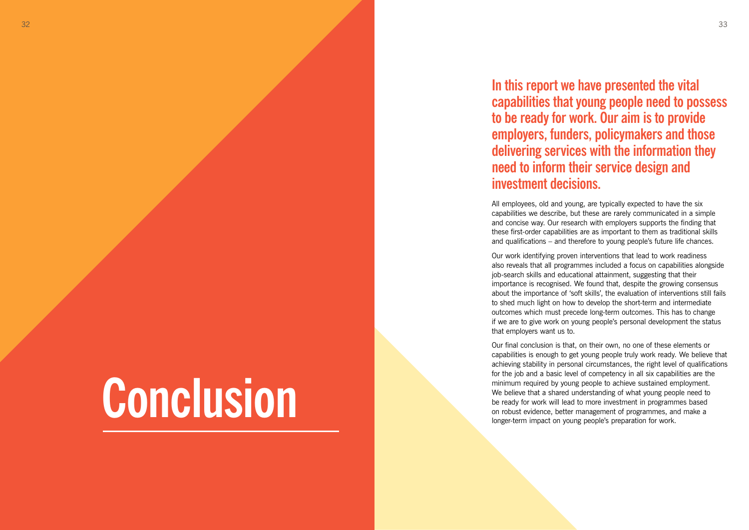# Conclusion

**In this report we have presented the vital capabilities that young people need to possess to be ready for work. Our aim is to provide employers, funders, policymakers and those delivering services with the information they need to inform their service design and investment decisions.**

All employees, old and young, are typically expected to have the six capabilities we describe, but these are rarely communicated in a simple and concise way. Our research with employers supports the finding that these first-order capabilities are as important to them as traditional skills and qualifications – and therefore to young people's future life chances.

Our work identifying proven interventions that lead to work readiness also reveals that all programmes included a focus on capabilities alongside job-search skills and educational attainment, suggesting that their importance is recognised. We found that, despite the growing consensus about the importance of 'soft skills', the evaluation of interventions still fails to shed much light on how to develop the short-term and intermediate outcomes which must precede long-term outcomes. This has to change if we are to give work on young people's personal development the status that employers want us to.

Our final conclusion is that, on their own, no one of these elements or capabilities is enough to get young people truly work ready. We believe that achieving stability in personal circumstances, the right level of qualifications for the job and a basic level of competency in all six capabilities are the minimum required by young people to achieve sustained employment. We believe that a shared understanding of what young people need to be ready for work will lead to more investment in programmes based on robust evidence, better management of programmes, and make a longer-term impact on young people's preparation for work.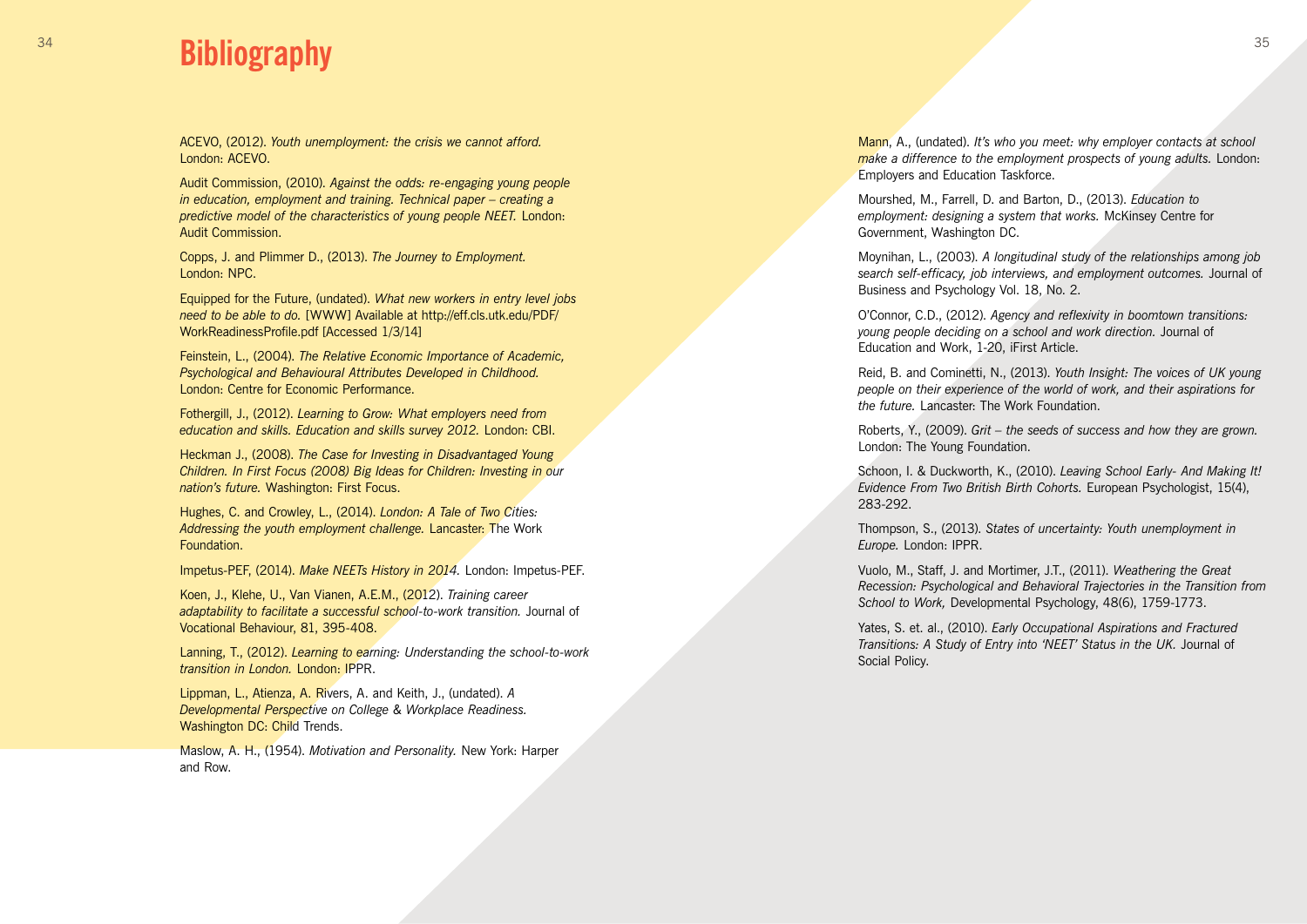# Bibliography

ACEVO, (2012). *Youth unemployment: the crisis we cannot afford.* London: ACEVO.

Audit Commission, (2010). *Against the odds: re-engaging young people in education, employment and training. Technical paper – creating a predictive model of the characteristics of young people NEET.* London: Audit Commission.

Copps, J. and Plimmer D., (2013). *The Journey to Employment.* London: NPC.

Equipped for the Future, (undated). *What new workers in entry level jobs need to be able to do.* [WWW] Available at http://eff.cls.utk.edu/PDF/WorkReadinessProfile.pdf [Accessed 1/3/14]

Feinstein, L., (2004). *The Relative Economic Importance of Academic, Psychological and Behavioural Attributes Developed in Childhood.* London: Centre for Economic Performance.

Fothergill, J., (2012). *Learning to Grow: What employers need from education and skills. Education and skills survey 2012.* London: CBI.

Heckman J., (2008). *The Case for Investing in Disadvantaged Young Children. In First Focus (2008) Big Ideas for Children: Investing in our nation's future.* Washington: First Focus.

Hughes, C. and Crowley, L., (2014). *London: A Tale of Two Cities: Addressing the youth employment challenge.* Lancaster: The Work Foundation.

Impetus-PEF, (2014). *Make NEETs History in 2014.* London: Impetus-PEF.

Koen, J., Klehe, U., Van Vianen, A.E.M., (2012). *Training career adaptability to facilitate a successful school-to-work transition.* Journal of Vocational Behaviour, 81, 395-408.

Lanning, T., (2012). *Learning to earning: Understanding the school-to-work transition in London.* London: IPPR.

Lippman, L., Atienza, A. Rivers, A. and Keith, J., (undated). *A Developmental Perspective on College & Workplace Readiness.* Washington DC: Child Trends.

Maslow, A. H., (1954). *Motivation and Personality.* New York: Harper and Row.

Mann, A., (undated). *It's who you meet: why employer contacts at school make a difference to the employment prospects of young adults.* London: Employers and Education Taskforce.

Mourshed, M., Farrell, D. and Barton, D., (2013). *Education to employment: designing a system that works.* McKinsey Centre for Government, Washington DC.

Moynihan, L., (2003). *A longitudinal study of the relationships among job search self-efficacy, job interviews, and employment outcomes.* Journal of Business and Psychology Vol. 18, No. 2.

O'Connor, C.D., (2012). *Agency and reflexivity in boomtown transitions: young people deciding on a school and work direction.* Journal of Education and Work, 1-20, iFirst Article.

Reid, B. and Cominetti, N., (2013). *Youth Insight: The voices of UK young people on their experience of the world of work, and their aspirations for the future.* Lancaster: The Work Foundation.

Roberts, Y., (2009). *Grit – the seeds of success and how they are grown.* London: The Young Foundation.

Schoon, I. & Duckworth, K., (2010). *Leaving School Early- And Making It! Evidence From Two British Birth Cohorts.* European Psychologist, 15(4), 283-292.

Thompson, S., (2013). *States of uncertainty: Youth unemployment in Europe.* London: IPPR.

Vuolo, M., Staff, J. and Mortimer, J.T., (2011). *Weathering the Great Recession: Psychological and Behavioral Trajectories in the Transition from School to Work,* Developmental Psychology, 48(6), 1759-1773.

Yates, S. et. al., (2010). *Early Occupational Aspirations and Fractured Transitions: A Study of Entry into 'NEET' Status in the UK.* Journal of Social Policy.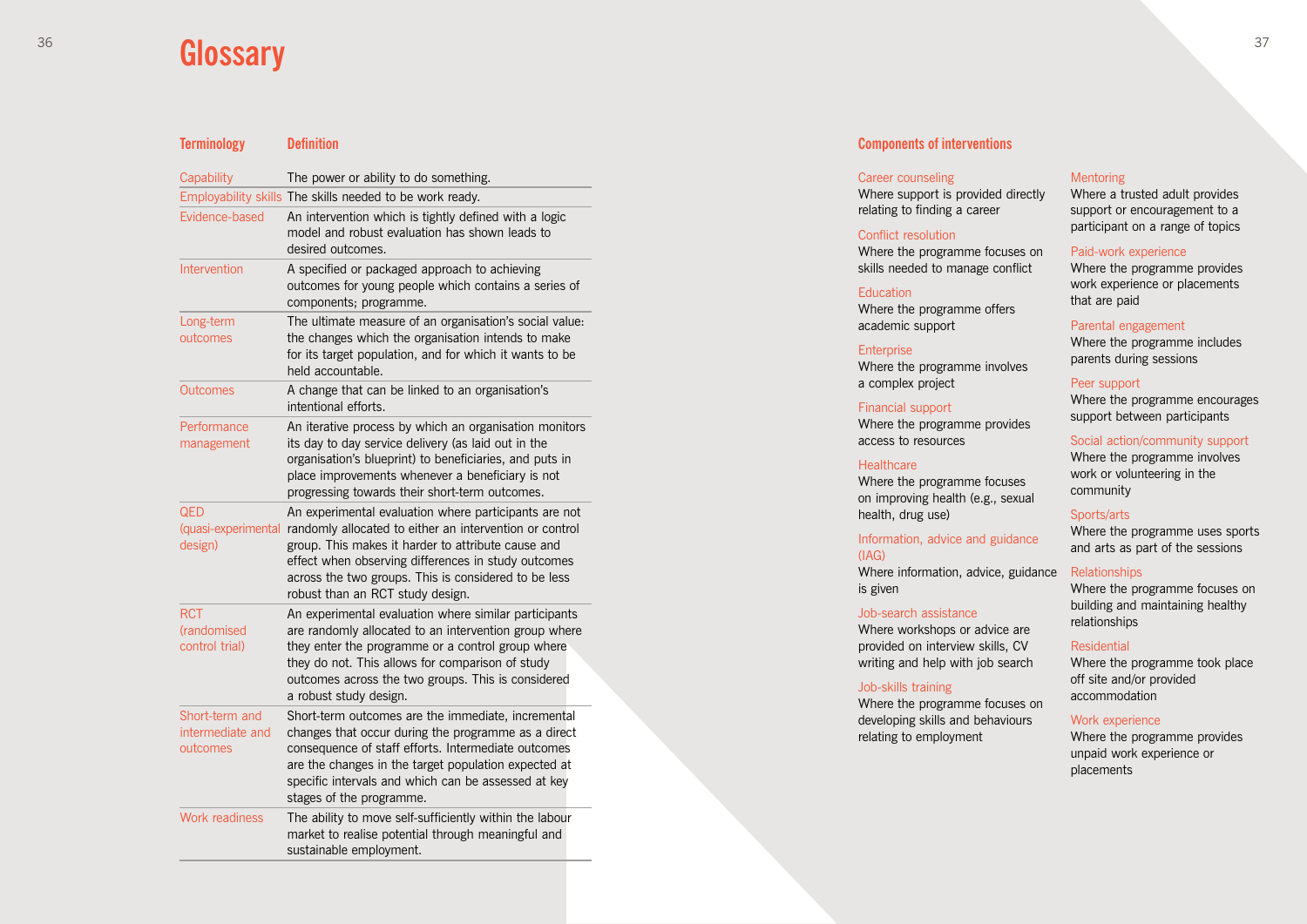# Glossary

| Terminology | Definition |
| --- | --- |
| Capability | The power or ability to do something. |
| Employability skills | The skills needed to be work ready. |
| Evidence-based | An intervention which is tightly defined with a logic model and robust evaluation has shown leads to desired outcomes. |
| Intervention | A specified or packaged approach to achieving outcomes for young people which contains a series of components; programme. |
| Long-term outcomes | The ultimate measure of an organisation's social value: the changes which the organisation intends to make for its target population, and for which it wants to be held accountable. |
| Outcomes | A change that can be linked to an organisation's intentional efforts. |
| Performance management | An iterative process by which an organisation monitors its day to day service delivery (as laid out in the organisation's blueprint) to beneficiaries, and puts in place improvements whenever a beneficiary is not progressing towards their short-term outcomes. |
| QED (quasi-experimental design) | An experimental evaluation where participants are not randomly allocated to either an intervention or control group. This makes it harder to attribute cause and effect when observing differences in study outcomes across the two groups. This is considered to be less robust than an RCT study design. |
| RCT (randomised control trial) | An experimental evaluation where similar participants are randomly allocated to an intervention group where they enter the programme or a control group where they do not. This allows for comparison of study outcomes across the two groups. This is considered a robust study design. |
| Short-term and intermediate and outcomes | Short-term outcomes are the immediate, incremental changes that occur during the programme as a direct consequence of staff efforts. Intermediate outcomes are the changes in the target population expected at specific intervals and which can be assessed at key stages of the programme. |
| Work readiness | The ability to move self-sufficiently within the labour market to realise potential through meaningful and sustainable employment. |

## Components of interventions

**Career counseling**
Where support is provided directly relating to finding a career

**Conflict resolution**
Where the programme focuses on skills needed to manage conflict

**Education**
Where the programme offers academic support

**Enterprise**
Where the programme involves a complex project

**Financial support**
Where the programme provides access to resources

**Healthcare**
Where the programme focuses on improving health (e.g., sexual health, drug use)

**Information, advice and guidance (IAG)**
Where information, advice, guidance is given

**Job-search assistance**
Where workshops or advice are provided on interview skills, CV writing and help with job search

**Job-skills training**
Where the programme focuses on developing skills and behaviours relating to employment

**Mentoring**
Where a trusted adult provides support or encouragement to a participant on a range of topics

**Paid-work experience**
Where the programme provides work experience or placements that are paid

**Parental engagement**
Where the programme includes parents during sessions

**Peer support**
Where the programme encourages support between participants

**Social action/community support**
Where the programme involves work or volunteering in the community

**Sports/arts**
Where the programme uses sports and arts as part of the sessions

**Relationships**
Where the programme focuses on building and maintaining healthy relationships

**Residential**
Where the programme took place off site and/or provided accommodation

**Work experience**
Where the programme provides unpaid work experience or placements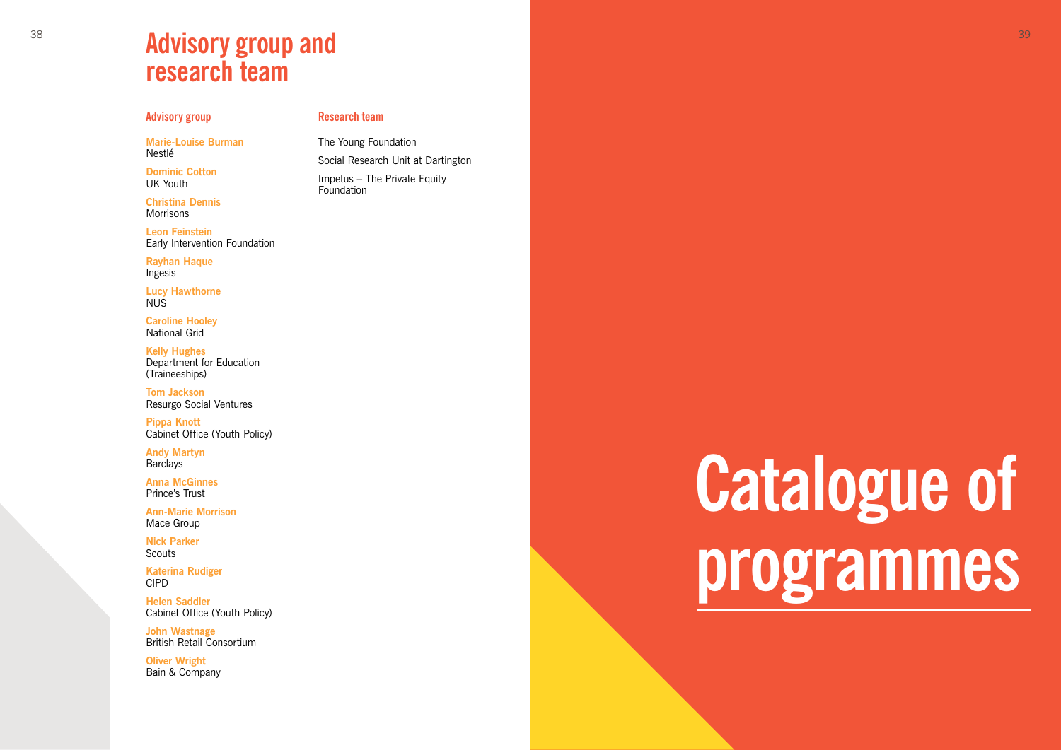# Advisory group and research team

## Advisory group

**Marie-Louise Burman**
Nestlé

**Dominic Cotton**
UK Youth

**Christina Dennis**
Morrisons

**Leon Feinstein**
Early Intervention Foundation

**Rayhan Haque**
Ingesis

**Lucy Hawthorne**
NUS

**Caroline Hooley**
National Grid

**Kelly Hughes**
Department for Education (Traineeships)

**Tom Jackson**
Resurgo Social Ventures

**Pippa Knott**
Cabinet Office (Youth Policy)

**Andy Martyn**
Barclays

**Anna McGinnes**
Prince's Trust

**Ann-Marie Morrison**
Mace Group

**Nick Parker**
Scouts

**Katerina Rudiger**
CIPD

**Helen Saddler**
Cabinet Office (Youth Policy)

**John Wastnage**
British Retail Consortium

**Oliver Wright**
Bain & Company

## Research team

The Young Foundation

Social Research Unit at Dartington

Impetus – The Private Equity Foundation

# Catalogue of programmes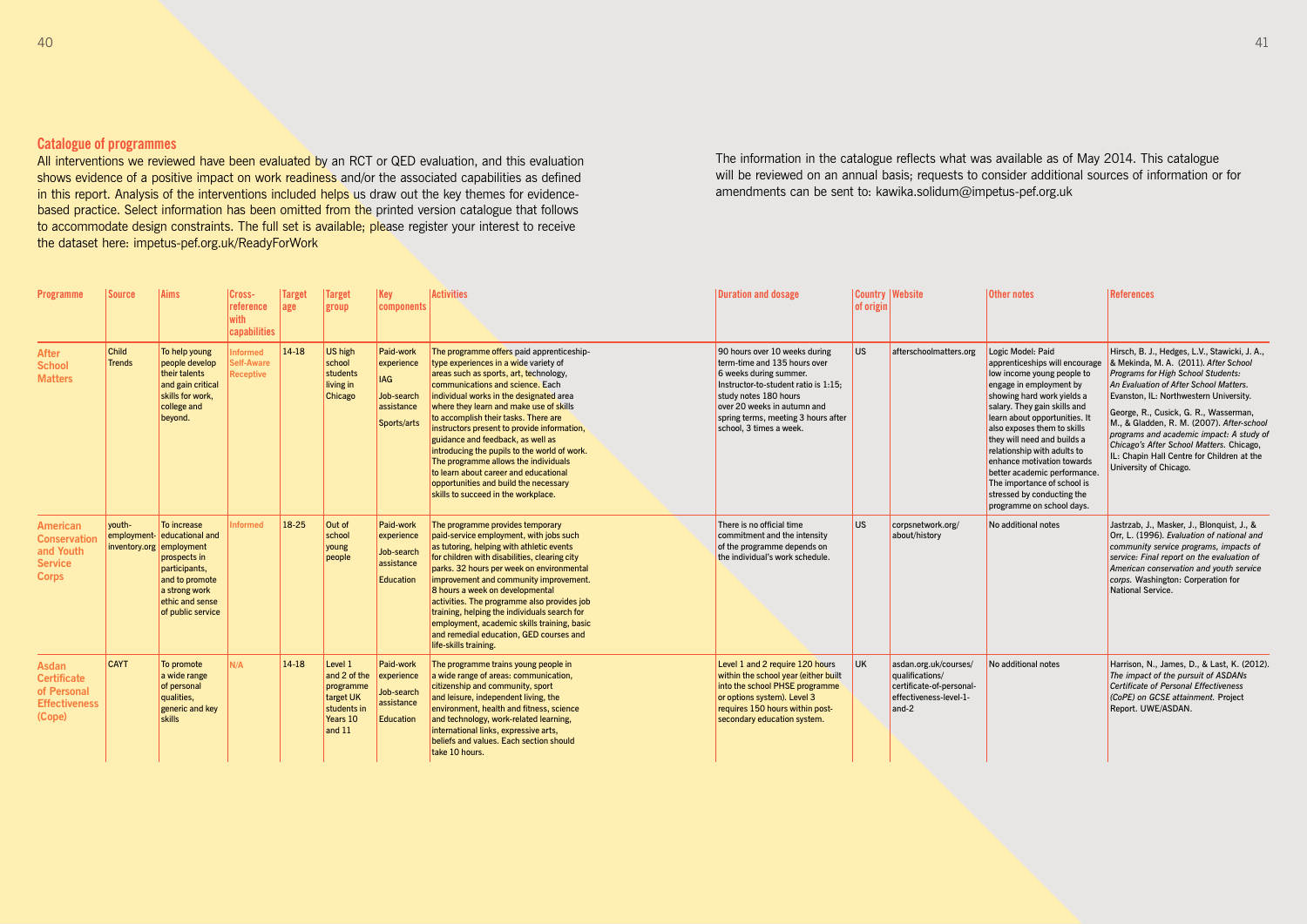## Catalogue of programmes

All interventions we reviewed have been evaluated by an RCT or QED evaluation, and this evaluation shows evidence of a positive impact on work readiness and/or the associated capabilities as defined in this report. Analysis of the interventions included helps us draw out the key themes for evidence-based practice. Select information has been omitted from the printed version catalogue that follows to accommodate design constraints. The full set is available; please register your interest to receive the dataset here: impetus-pef.org.uk/ReadyForWork

The information in the catalogue reflects what was available as of May 2014. This catalogue will be reviewed on an annual basis; requests to consider additional sources of information or for amendments can be sent to: kawika.solidum@impetus-pef.org.uk

| Programme | Source | Aims | Cross-reference with capabilities | Target age | Target group | Key components | Activities | Duration and dosage | Country of origin | Website | Other notes | References |
|---|---|---|---|---|---|---|---|---|---|---|---|---|
| **After School Matters** | Child Trends | To help young people develop their talents and gain critical skills for work, college and beyond. | Informed Self-Aware Receptive | 14-18 | US high school students living in Chicago | Paid-work experience; IAG; Job-search assistance; Sports/arts | The programme offers paid apprenticeship-type experiences in a wide variety of areas such as sports, art, technology, communications and science. Each individual works in the designated area where they learn and make use of skills to accomplish their tasks. There are instructors present to provide information, guidance and feedback, as well as introducing the pupils to the world of work. The programme allows the individuals to learn about career and educational opportunities and build the necessary skills to succeed in the workplace. | 90 hours over 10 weeks during term-time and 135 hours over 6 weeks during summer. Instructor-to-student ratio is 1:15; study notes 180 hours over 20 weeks in autumn and spring terms, meeting 3 hours after school, 3 times a week. | US | afterschoolmatters.org | Logic Model: Paid apprenticeships will encourage low income young people to engage in employment by showing hard work yields a salary. They gain skills and learn about opportunities. It also exposes them to skills they will need and builds a relationship with adults to enhance motivation towards better academic performance. The importance of school is stressed by conducting the programme on school days. | Hirsch, B. J., Hedges, L.V., Stawicki, J. A., & Mekinda, M. A. (2011). *After School Programs for High School Students: An Evaluation of After School Matters.* Evanston, IL: Northwestern University. George, R., Cusick, G. R., Wasserman, M., & Gladden, R. M. (2007). *After-school programs and academic impact: A study of Chicago's After School Matters.* Chicago, IL: Chapin Hall Centre for Children at the University of Chicago. |
| **American Conservation and Youth Service Corps** | youth-employment-inventory.org | To increase educational and employment prospects in participants, and to promote a strong work ethic and sense of public service | Informed | 18-25 | Out of school young people | Paid-work experience; Job-search assistance; Education | The programme provides temporary paid-service employment, with jobs such as tutoring, helping with athletic events for children with disabilities, clearing city parks. 32 hours per week on environmental improvement and community improvement. 8 hours a week on developmental activities. The programme also provides job training, helping the individuals search for employment, academic skills training, basic and remedial education, GED courses and life-skills training. | There is no official time commitment and the intensity of the programme depends on the individual's work schedule. | US | corpsnetwork.org/about/history | No additional notes | Jastrzab, J., Masker, J., Blonquist, J., & Orr, L. (1996). *Evaluation of national and community service programs, impacts of service: Final report on the evaluation of American conservation and youth service corps.* Washington: Corperation for National Service. |
| **Asdan Certificate of Personal Effectiveness (Cope)** | CAYT | To promote a wide range of personal qualities, generic and key skills | N/A | 14-18 | Level 1 and 2 of the programme target UK students in Years 10 and 11 | Paid-work experience; Job-search assistance; Education | The programme trains young people in a wide range of areas: communication, citizenship and community, sport and leisure, independent living, the environment, health and fitness, science and technology, work-related learning, international links, expressive arts, beliefs and values. Each section should take 10 hours. | Level 1 and 2 require 120 hours within the school year (either built into the school PHSE programme or options system). Level 3 requires 150 hours within post-secondary education system. | UK | asdan.org.uk/courses/qualifications/certificate-of-personal-effectiveness-level-1-and-2 | No additional notes | Harrison, N., James, D., & Last, K. (2012). *The impact of the pursuit of ASDANs Certificate of Personal Effectiveness (CoPE) on GCSE attainment.* Project Report. UWE/ASDAN. |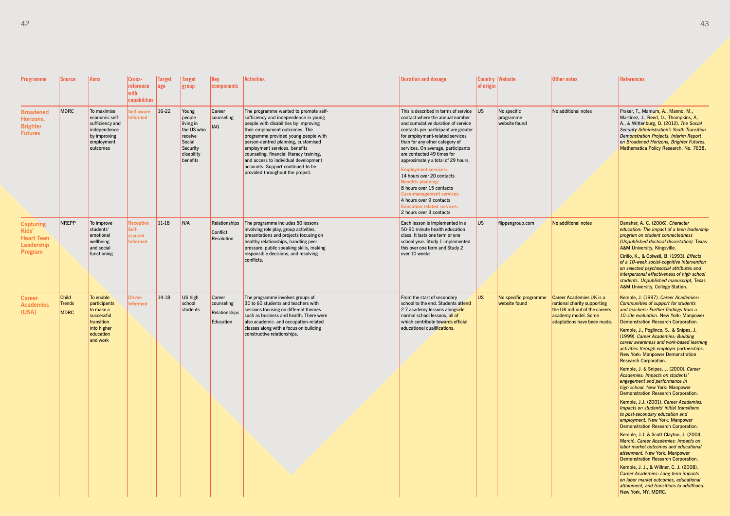| Programme | Source | Aims | Cross-reference with capabilities | Target age | Target group | Key components | Activities | Duration and dosage | Country of origin | Website | Other notes | References |
|---|---|---|---|---|---|---|---|---|---|---|---|---|
| **Broadened Horizons, Brighter Futures** | MDRC | To maximise economic self-sufficiency and independence by improving employment outcomes | Self-aware Informed | 16-22 | Young people living in the US who receive Social Security disability benefits | Career counseling<br>IAG | The programme wanted to promote self-sufficiency and independence in young people with disabilities by improving their employment outcomes. The programme provided young people with person-centred planning, customised employment services, benefits counseling, financial literacy training, and access to individual development accounts. Support continued to be provided throughout the project. | This is described in terms of service contact where the annual number and cumulative duration of service contacts per participant are greater for employment-related services than for any other category of services. On average, participants are contacted 49 times for approximately a total of 29 hours.<br>**Employment services:** 14 hours over 20 contacts<br>**Benefits planning:** 8 hours over 15 contacts<br>**Case-management services:** 4 hours over 9 contacts<br>**Education-related services:** 2 hours over 3 contacts | US | No specific programme website found | No additional notes | Fraker, T., Mamum, A., Manno, M., Martinez, J., Reed, D., Thompkins, A, A., & Wittenburg, D. (2012). *The Social Security Administration's Youth Transition Demonstration Projects: Interim Report on Broadened Horizons, Brighter Futures.* Mathematica Policy Research, No. 7638. |
| **Capturing Kids' Heart Teen Leadership Program** | NREPP | To improve students' emotional wellbeing and social functioning | Receptive Self-assured Informed | 11-18 | N/A | Relationships<br>Conflict Resolution | The programme includes 50 lessons involving role play, group activities, presentations and projects focusing on healthy relationships, handling peer pressure, public speaking skills, making responsible decisions, and resolving conflicts. | Each lesson is implemented in a 50-90 minute health education class. It lasts one term or one school year. Study 1 implemented this over one term and Study 2 over 10 weeks | US | flippengroup.com | No additional notes | Danaher, A. C. (2006). *Character education: The impact of a teen leadership program on student connectedness (Unpublished doctoral dissertation).* Texas A&M University, Kingsville.<br>Cirillo, K., & Colwell, B. (1993). *Effects of a 10-week social-cognitive intervention on selected psychosocial attributes and interpersonal effectiveness of high school students. Unpublished manuscript,* Texas A&M University, College Station. |
| **Career Academies (USA)** | Child Trends<br>MDRC | To enable participants to make a successful transition into higher education and work | Driven Informed | 14-18 | US high school students | Career counseling<br>Relationships<br>Education | The programme involves groups of 30 to 60 students and teachers with sessions focusing on different themes such as business and health. There were also academic- and occupation-related classes along with a focus on building constructive relationships. | From the start of secondary school to the end. Students attend 2-7 academy lessons alongside normal school lessons, all of which contribute towards official educational qualifications. | US | No specific programme website found | Career Academies UK is a national charity supporting the UK roll-out of the careers academy model. Some adaptations have been made. | Kemple, J. (1997). *Career Academies: Communities of support for students and teachers: Further findings from a 10-site evaluation.* New York: Manpower Demonstration Research Corporation.<br>Kemple, J., Poglinco, S., & Snipes, J. (1999). *Career Academies: Building career awareness and work-based learning activities through employer partnerships.* New York: Manpower Demonstration Research Corporation.<br>Kemple, J. & Snipes, J. (2000). *Career Academies: Impacts on students' engagement and performance in high school.* New York: Manpower Demonstration Research Corporation.<br>Kemple, J.J. (2001). *Career Academies: Impacts on students' initial transitions to post-secondary education and employment.* New York: Manpower Demonstration Research Corporation.<br>Kemple, J.J. & Scott-Clayton, J. (2004, March). *Career Academies: Impacts on labor market outcomes and educational attainment.* New York: Manpower Demonstration Research Corporation.<br>Kemple, J. J., & Willner, C. J. (2008). *Career Academies: Long-term impacts on labor market outcomes, educational attainment, and transitions to adulthood.* New York, NY: MDRC. |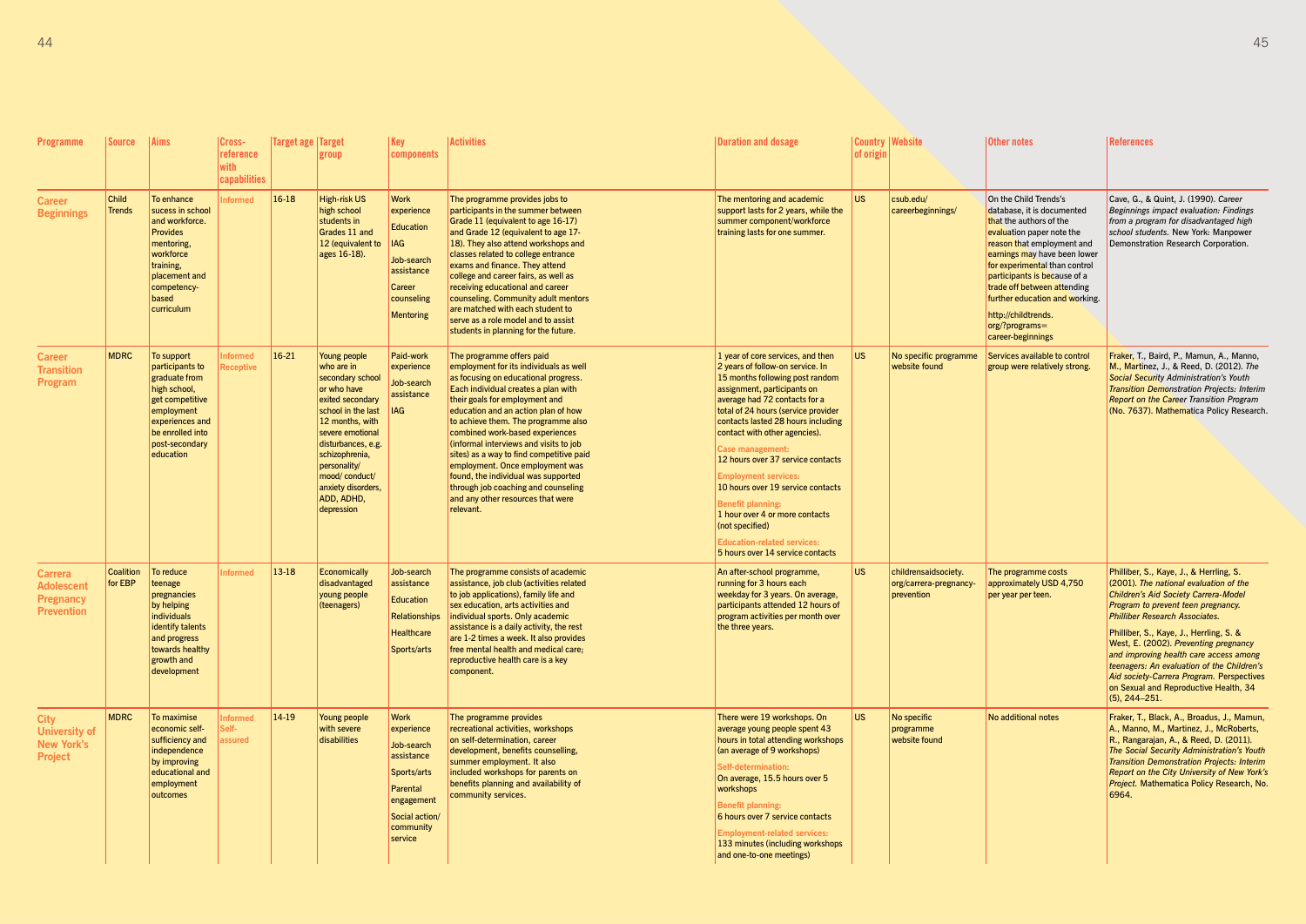| Programme | Source | Aims | Cross-reference with capabilities | Target age | Target group | Key components | Activities | Duration and dosage | Country of origin | Website | Other notes | References |
|---|---|---|---|---|---|---|---|---|---|---|---|---|
| **Career Beginnings** | Child Trends | To enhance sucess in school and workforce. Provides mentoring, workforce training, placement and competency-based curriculum | Informed | 16-18 | High-risk US high school students in Grades 11 and 12 (equivalent to ages 16-18). | Work experience<br>Education<br>IAG<br>Job-search assistance<br>Career counseling<br>Mentoring | The programme provides jobs to participants in the summer between Grade 11 (equivalent to age 16-17) and Grade 12 (equivalent to age 17-18). They also attend workshops and classes related to college entrance exams and finance. They attend college and career fairs, as well as receiving educational and career counseling. Community adult mentors are matched with each student to serve as a role model and to assist students in planning for the future. | The mentoring and academic support lasts for 2 years, while the summer component/workforce training lasts for one summer. | US | csub.edu/careerbeginnings/ | On the Child Trends's database, it is documented that the authors of the evaluation paper note the reason that employment and earnings may have been lower for experimental than control participants is because of a trade off between attending further education and working.<br>http://childtrends.org/?programs=career-beginnings | Cave, G., & Quint, J. (1990). *Career Beginnings impact evaluation: Findings from a program for disadvantaged high school students.* New York: Manpower Demonstration Research Corporation. |
| **Career Transition Program** | MDRC | To support participants to graduate from high school, get competitive employment experiences and be enrolled into post-secondary education | Informed<br>Receptive | 16-21 | Young people who are in secondary school or who have exited secondary school in the last 12 months, with severe emotional disturbances, e.g. schizophrenia, personality/ mood/ conduct/ anxiety disorders, ADD, ADHD, depression | Paid-work experience<br>Job-search assistance<br>IAG | The programme offers paid employment for its individuals as well as focusing on educational progress. Each individual creates a plan with their goals for employment and education and an action plan of how to achieve them. The programme also combined work-based experiences (informal interviews and visits to job sites) as a way to find competitive paid employment. Once employment was found, the individual was supported through job coaching and counseling and any other resources that were relevant. | 1 year of core services, and then 2 years of follow-on service. In 15 months following post random assignment, participants on average had 72 contacts for a total of 24 hours (service provider contacts lasted 28 hours including contact with other agencies).<br>**Case management:**<br>12 hours over 37 service contacts<br>**Employment services:**<br>10 hours over 19 service contacts<br>**Benefit planning:**<br>1 hour over 4 or more contacts (not specified)<br>**Education-related services:**<br>5 hours over 14 service contacts | US | No specific programme website found | Services available to control group were relatively strong. | Fraker, T., Baird, P., Mamun, A., Manno, M., Martinez, J., & Reed, D. (2012). *The Social Security Administration's Youth Transition Demonstration Projects: Interim Report on the Career Transition Program* (No. 7637). Mathematica Policy Research. |
| **Carrera Adolescent Pregnancy Prevention** | Coalition for EBP | To reduce teenage pregnancies by helping individuals identify talents and progress towards healthy growth and development | Informed | 13-18 | Economically disadvantaged young people (teenagers) | Job-search assistance<br>Education<br>Relationships<br>Healthcare<br>Sports/arts | The programme consists of academic assistance, job club (activities related to job applications), family life and sex education, arts activities and individual sports. Only academic assistance is a daily activity, the rest are 1-2 times a week. It also provides free mental health and medical care; reproductive health care is a key component. | An after-school programme, running for 3 hours each weekday for 3 years. On average, participants attended 12 hours of program activities per month over the three years. | US | childrensaidsociety.org/carrera-pregnancy-prevention | The programme costs approximately USD 4,750 per year per teen. | Philliber, S., Kaye, J., & Herrling, S. (2001). *The national evaluation of the Children's Aid Society Carrera-Model Program to prevent teen pregnancy. Philliber Research Associates.*<br>Philliber, S., Kaye, J., Herrling, S. & West, E. (2002). *Preventing pregnancy and improving health care access among teenagers: An evaluation of the Children's Aid society-Carrera Program.* Perspectives on Sexual and Reproductive Health, 34 (5), 244–251. |
| **City University of New York's Project** | MDRC | To maximise economic self-sufficiency and independence by improving educational and employment outcomes | Informed<br>Self-assured | 14-19 | Young people with severe disabilities | Work experience<br>Job-search assistance<br>Sports/arts<br>Parental engagement<br>Social action/ community service | The programme provides recreational activities, workshops on self-determination, career development, benefits counselling, summer employment. It also included workshops for parents on benefits planning and availability of community services. | There were 19 workshops. On average young people spent 43 hours in total attending workshops (an average of 9 workshops)<br>**Self-determination:**<br>On average, 15.5 hours over 5 workshops<br>**Benefit planning:**<br>6 hours over 7 service contacts<br>**Employment-related services:**<br>133 minutes (including workshops and one-to-one meetings) | US | No specific programme website found | No additional notes | Fraker, T., Black, A., Broadus, J., Mamun, A., Manno, M., Martinez, J., McRoberts, R., Rangarajan, A., & Reed, D. (2011). *The Social Security Administration's Youth Transition Demonstration Projects: Interim Report on the City University of New York's Project.* Mathematica Policy Research, No. 6964. |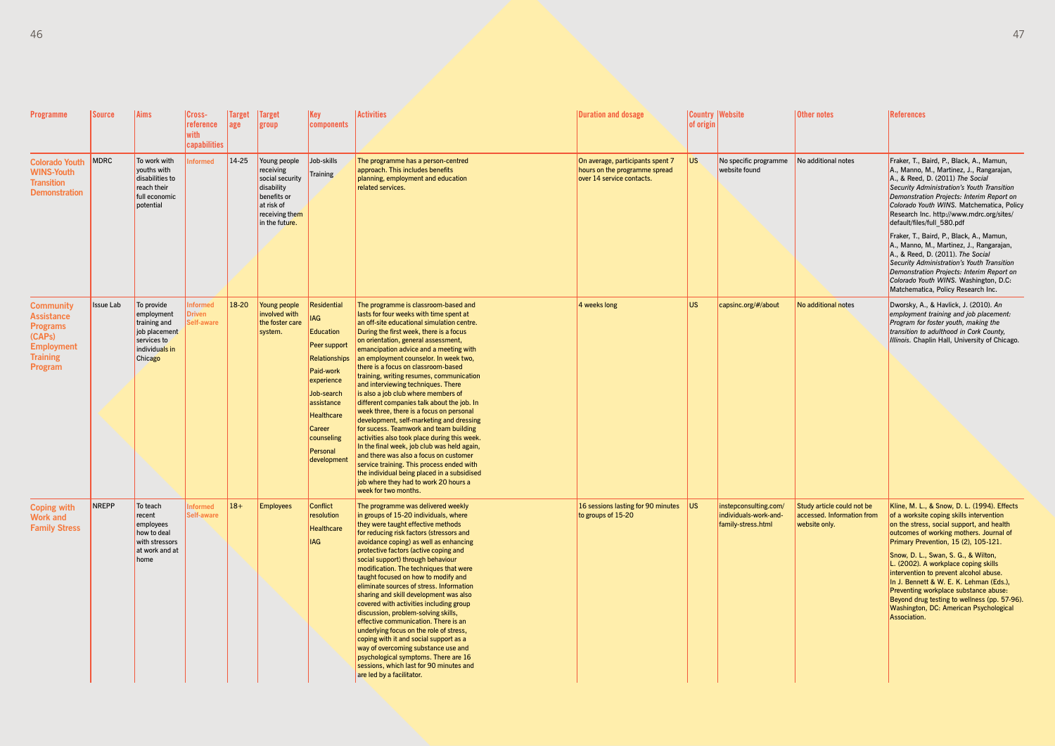| Programme | Source | Aims | Cross-reference with capabilities | Target age | Target group | Key components | Activities | Duration and dosage | Country of origin | Website | Other notes | References |
|---|---|---|---|---|---|---|---|---|---|---|---|---|
| **Colorado Youth WINS-Youth Transition Demonstration** | MDRC | To work with youths with disabilities to reach their full economic potential | Informed | 14-25 | Young people receiving social security disability benefits or at risk of receiving them in the future. | Job-skills Training | The programme has a person-centred approach. This includes benefits planning, employment and education related services. | On average, participants spent 7 hours on the programme spread over 14 service contacts. | US | No specific programme website found | No additional notes | Fraker, T., Baird, P., Black, A., Mamun, A., Manno, M., Martinez, J., Rangarajan, A., & Reed, D. (2011) *The Social Security Administration's Youth Transition Demonstration Projects: Interim Report on Colorado Youth WINS.* Matchematica, Policy Research Inc. http://www.mdrc.org/sites/default/files/full_580.pdf<br><br>Fraker, T., Baird, P., Black, A., Mamun, A., Manno, M., Martinez, J., Rangarajan, A., & Reed, D. (2011). *The Social Security Administration's Youth Transition Demonstration Projects: Interim Report on Colorado Youth WINS.* Washington, D.C: Matchematica, Policy Research Inc. |
| **Community Assistance Programs (CAPs) Employment Training Program** | Issue Lab | To provide employment training and job placement services to individuals in Chicago | Informed<br>Driven<br>Self-aware | 18-20 | Young people involved with the foster care system. | Residential<br>IAG<br>Education<br>Peer support<br>Relationships<br>Paid-work experience<br>Job-search assistance<br>Healthcare<br>Career counseling<br>Personal development | The programme is classroom-based and lasts for four weeks with time spent at an off-site educational simulation centre. During the first week, there is a focus on orientation, general assessment, emancipation advice and a meeting with an employment counselor. In week two, there is a focus on classroom-based training, writing resumes, communication and interviewing techniques. There is also a job club where members of different companies talk about the job. In week three, there is a focus on personal development, self-marketing and dressing for sucess. Teamwork and team building activities also took place during this week. In the final week, job club was held again, and there was also a focus on customer service training. This process ended with the individual being placed in a subsidised job where they had to work 20 hours a week for two months. | 4 weeks long | US | capsinc.org/#/about | No additional notes | Dworsky, A., & Havlick, J. (2010). *An employment training and job placement: Program for foster youth, making the transition to adulthood in Cork County, Illinois.* Chaplin Hall, University of Chicago. |
| **Coping with Work and Family Stress** | NREPP | To teach recent employees how to deal with stressors at work and at home | Informed<br>Self-aware | 18+ | Employees | Conflict resolution<br>Healthcare<br>IAG | The programme was delivered weekly in groups of 15-20 individuals, where they were taught effective methods for reducing risk factors (stressors and avoidance coping) as well as enhancing protective factors (active coping and social support) through behaviour modification. The techniques that were taught focused on how to modify and eliminate sources of stress. Information sharing and skill development was also covered with activities including group discussion, problem-solving skills, effective communication. There is an underlying focus on the role of stress, coping with it and social support as a way of overcoming substance use and psychological symptoms. There are 16 sessions, which last for 90 minutes and are led by a facilitator. | 16 sessions lasting for 90 minutes to groups of 15-20 | US | instepconsulting.com/individuals-work-and-family-stress.html | Study article could not be accessed. Information from website only. | Kline, M. L., & Snow, D. L. (1994). Effects of a worksite coping skills intervention on the stress, social support, and health outcomes of working mothers. Journal of Primary Prevention, 15 (2), 105-121.<br><br>Snow, D. L., Swan, S. G., & Wilton, L. (2002). A workplace coping skills intervention to prevent alcohol abuse. In J. Bennett & W. E. K. Lehman (Eds.), Preventing workplace substance abuse: Beyond drug testing to wellness (pp. 57-96). Washington, DC: American Psychological Association. |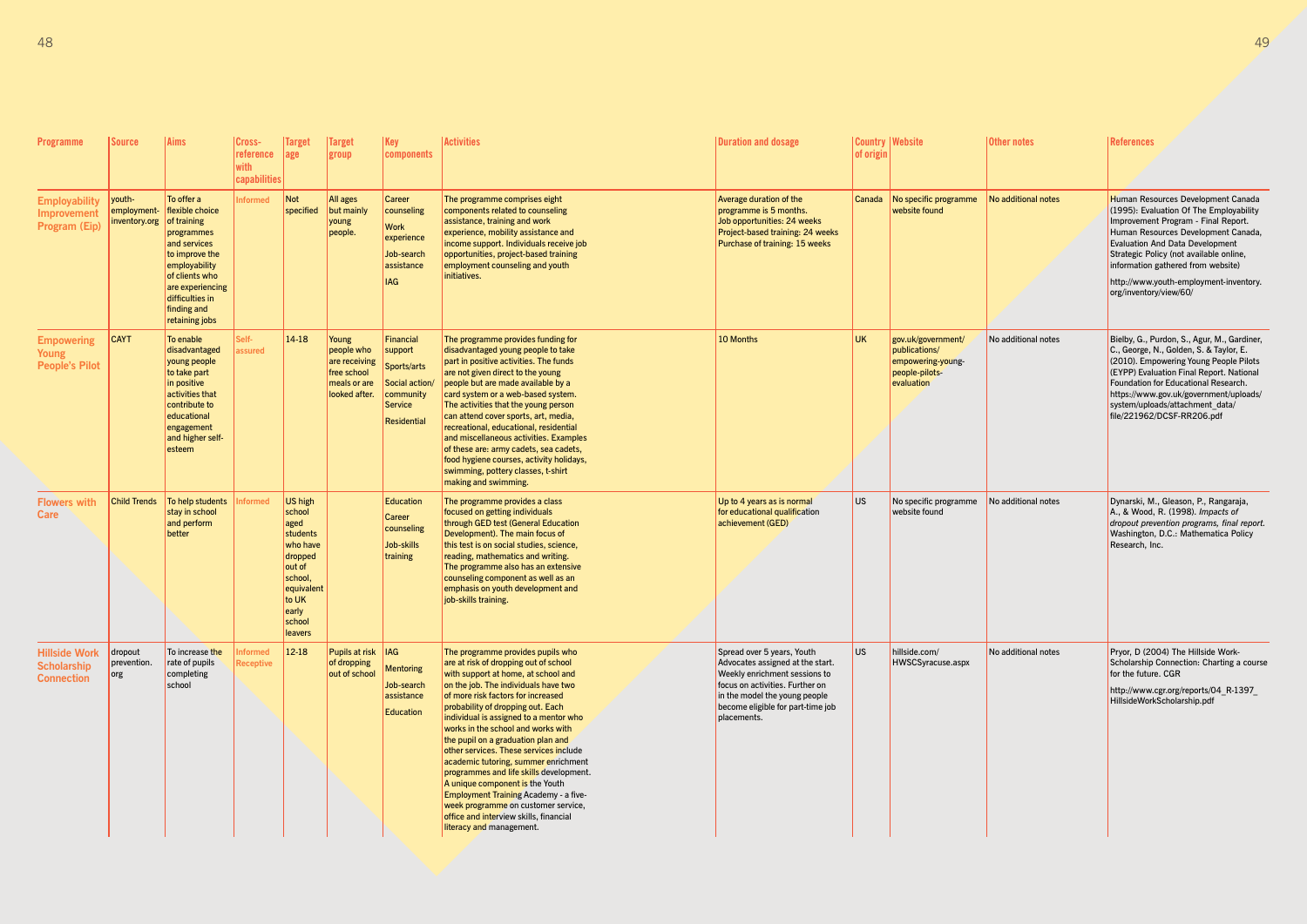| Programme | Source | Aims | Cross-reference with capabilities | Target age | Target group | Key components | Activities | Duration and dosage | Country of origin | Website | Other notes | References |
|---|---|---|---|---|---|---|---|---|---|---|---|---|
| Employability Improvement Program (Eip) | youth-employment-inventory.org | To offer a flexible choice of training programmes and services to improve the employability of clients who are experiencing difficulties in finding and retaining jobs | Informed | Not specified | All ages but mainly young people. | Career counseling<br>Work experience<br>Job-search assistance<br>IAG | The programme comprises eight components related to counseling assistance, training and work experience, mobility assistance and income support. Individuals receive job opportunities, project-based training employment counseling and youth initiatives. | Average duration of the programme is 5 months.<br>Job opportunities: 24 weeks<br>Project-based training: 24 weeks<br>Purchase of training: 15 weeks | Canada | No specific programme website found | No additional notes | Human Resources Development Canada (1995): Evaluation Of The Employability Improvement Program - Final Report. Human Resources Development Canada, Evaluation And Data Development Strategic Policy (not available online, information gathered from website)<br>http://www.youth-employment-inventory.org/inventory/view/60/ |
| Empowering Young People's Pilot | CAYT | To enable disadvantaged young people to take part in positive activities that contribute to educational engagement and higher self-esteem | Self-assured | 14-18 | Young people who are receiving free school meals or are looked after. | Financial support<br>Sports/arts<br>Social action/ community Service<br>Residential | The programme provides funding for disadvantaged young people to take part in positive activities. The funds are not given direct to the young people but are made available by a card system or a web-based system. The activities that the young person can attend cover sports, art, media, recreational, educational, residential and miscellaneous activities. Examples of these are: army cadets, sea cadets, food hygiene courses, activity holidays, swimming, pottery classes, t-shirt making and swimming. | 10 Months | UK | gov.uk/government/publications/empowering-young-people-pilots-evaluation | No additional notes | Bielby, G., Purdon, S., Agur, M., Gardiner, C., George, N., Golden, S. & Taylor, E. (2010). Empowering Young People Pilots (EYPP) Evaluation Final Report. National Foundation for Educational Research. https://www.gov.uk/government/uploads/system/uploads/attachment_data/file/221962/DCSF-RR206.pdf |
| Flowers with Care | Child Trends | To help students stay in school and perform better | Informed | US high school aged students who have dropped out of school, equivalent to UK early school leavers | | Education<br>Career counseling<br>Job-skills training | The programme provides a class focused on getting individuals through GED test (General Education Development). The main focus of this test is on social studies, science, reading, mathematics and writing. The programme also has an extensive counseling component as well as an emphasis on youth development and job-skills training. | Up to 4 years as is normal for educational qualification achievement (GED) | US | No specific programme website found | No additional notes | Dynarski, M., Gleason, P., Rangaraja, A., & Wood, R. (1998). *Impacts of dropout prevention programs, final report.* Washington, D.C.: Mathematica Policy Research, Inc. |
| Hillside Work Scholarship Connection | dropout prevention.org | To increase the rate of pupils completing school | Informed<br>Receptive | 12-18 | Pupils at risk of dropping out of school | IAG<br>Mentoring<br>Job-search assistance<br>Education | The programme provides pupils who are at risk of dropping out of school with support at home, at school and on the job. The individuals have two of more risk factors for increased probability of dropping out. Each individual is assigned to a mentor who works in the school and works with the pupil on a graduation plan and other services. These services include academic tutoring, summer enrichment programmes and life skills development. A unique component is the Youth Employment Training Academy - a five-week programme on customer service, office and interview skills, financial literacy and management. | Spread over 5 years, Youth Advocates assigned at the start. Weekly enrichment sessions to focus on activities. Further on in the model the young people become eligible for part-time job placements. | US | hillside.com/HWSCSyracuse.aspx | No additional notes | Pryor, D (2004) The Hillside Work-Scholarship Connection: Charting a course for the future. CGR<br>http://www.cgr.org/reports/04_R-1397_HillsideWorkScholarship.pdf |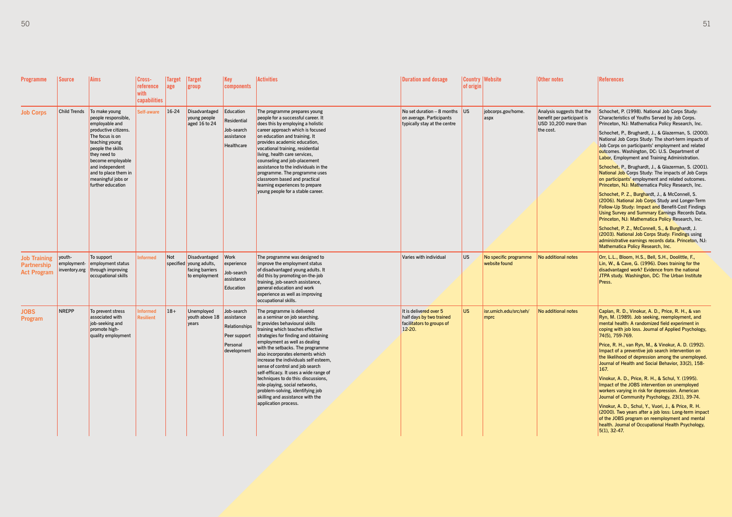| Programme | Source | Aims | Cross-reference with capabilities | Target age | Target group | Key components | Activities | Duration and dosage | Country of origin | Website | Other notes | References |
|---|---|---|---|---|---|---|---|---|---|---|---|---|
| Job Corps | Child Trends | To make young people responsible, employable and productive citizens. The focus is on teaching young people the skills they need to become employable and independent and to place them in meaningful jobs or further education | Self-aware | 16-24 | Disadvantaged young people aged 16 to 24 | Education<br>Residential<br>Job-search assistance<br>Healthcare | The programme prepares young people for a successful career. It does this by employing a holistic career approach which is focused on education and training. It provides academic education, vocational training, residential living, health care services, counseling and job-placement assistance to the individuals in the programme. The programme uses classroom based and practical learning experiences to prepare young people for a stable career. | No set duration – 8 months on average. Participants typically stay at the centre | US | jobcorps.gov/home.aspx | Analysis suggests that the benefit per participant is USD 10,200 more than the cost. | Schochet, P. (1998). National Job Corps Study: Characteristics of Youths Served by Job Corps. Princeton, NJ: Mathematica Policy Research, Inc.<br>Schochet, P., Brughardt, J., & Glazerman, S. (2000). National Job Corps Study: The short-term impacts of Job Corps on participants' employment and related outcomes. Washington, DC: U.S. Department of Labor, Employment and Training Administration.<br>Schochet, P., Brughardt, J., & Glazerman, S. (2001). National Job Corps Study: The impacts of Job Corps on participants' employment and related outcomes. Princeton, NJ: Mathematica Policy Research, Inc.<br>Schochet, P. Z., Burghardt, J., & McConnell, S. (2006). National Job Corps Study and Longer-Term Follow-Up Study: Impact and Benefit-Cost Findings Using Survey and Summary Earnings Records Data. Princeton, NJ: Mathematica Policy Research, Inc.<br>Schochet, P. Z., McConnell, S., & Burghardt, J. (2003). National Job Corps Study: Findings using administrative earnings records data. Princeton, NJ: Mathematica Policy Research, Inc. |
| Job Training Partnership Act Program | youth-employment-inventory.org | To support employment status through improving occupational skills | Informed | Not specified | Disadvantaged young adults, facing barriers to employment | Work experience<br>Job-search assistance<br>Education | The programme was designed to improve the employment status of disadvantaged young adults. It did this by promoting on-the-job training, job-search assistance, general education and work experience as well as improving occupational skills. | Varies with individual | US | No specific programme website found | No additional notes | Orr, L.L., Bloom, H.S., Bell, S.H., Doolittle, F., Lin, W., & Cave, G. (1996). Does training for the disadvantaged work? Evidence from the national JTPA study. Washington, DC: The Urban Institute Press. |
| JOBS Program | NREPP | To prevent stress associated with job-seeking and promote high-quality employment | Informed<br>Resilient | 18+ | Unemployed youth above 18 years | Job-search assistance<br>Relationships<br>Peer support<br>Personal development | The programme is delivered as a seminar on job searching. It provides behavioural skills training which teaches effective strategies for finding and obtaining employment as well as dealing with the setbacks. The programme also incorporates elements which increase the individuals self esteem, sense of control and job search self-efficacy. It uses a wide range of techniques to do this: discussions, role-playing, social networks, problem-solving, identifying job skilling and assistance with the application process. | It is delivered over 5 half days by two trained facilitators to groups of 12-20. | US | isr.umich.edu/src/seh/mprc | No additional notes | Caplan, R. D., Vinokur, A. D., Price, R. H., & van Ryn, M. (1989). Job seeking, reemployment, and mental health: A randomized field experiment in coping with job loss. Journal of Applied Psychology, 74(5), 759-769.<br>Price, R. H., van Ryn, M., & Vinokur, A. D. (1992). Impact of a preventive job search intervention on the likelihood of depression among the unemployed. Journal of Health and Social Behavior, 33(2), 158-167.<br>Vinokur, A. D., Price, R. H., & Schul, Y. (1995). Impact of the JOBS intervention on unemployed workers varying in risk for depression. American Journal of Community Psychology, 23(1), 39-74.<br>Vinokur, A. D., Schul, Y., Vuori, J., & Price, R. H. (2000). Two years after a job loss: Long-term impact of the JOBS program on reemployment and mental health. Journal of Occupational Health Psychology, 5(1), 32-47. |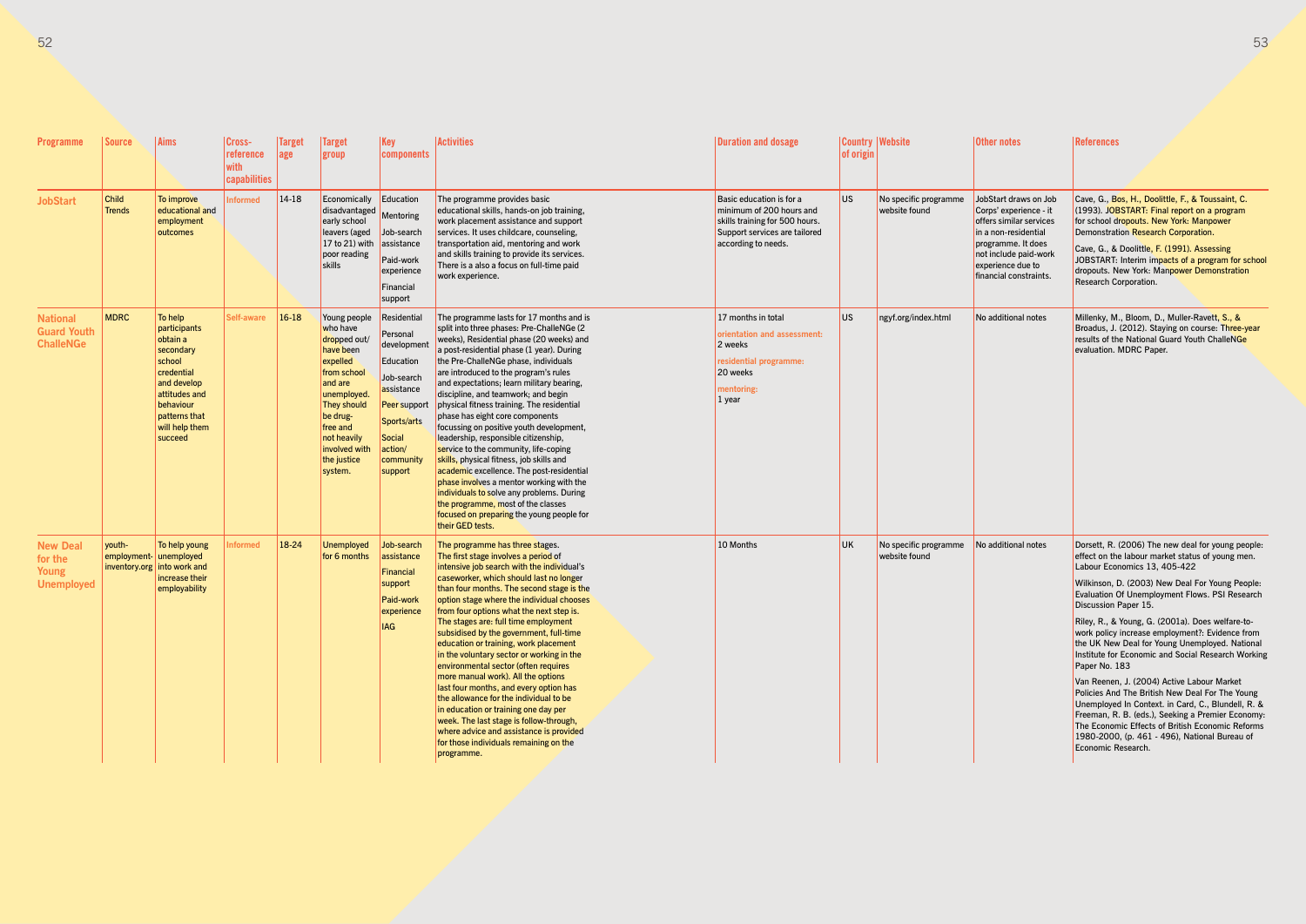| Programme | Source | Aims | Cross-reference with capabilities | Target age | Target group | Key components | Activities | Duration and dosage | Country of origin | Website | Other notes | References |
|---|---|---|---|---|---|---|---|---|---|---|---|---|
| **JobStart** | Child Trends | To improve educational and employment outcomes | Informed | 14-18 | Economically disadvantaged early school leavers (aged 17 to 21) with poor reading skills | Education<br>Mentoring<br>Job-search assistance<br>Paid-work experience<br>Financial support | The programme provides basic educational skills, hands-on job training, work placement assistance and support services. It uses childcare, counseling, transportation aid, mentoring and work and skills training to provide its services. There is a also a focus on full-time paid work experience. | Basic education is for a minimum of 200 hours and skills training for 500 hours. Support services are tailored according to needs. | US | No specific programme website found | JobStart draws on Job Corps' experience - it offers similar services in a non-residential programme. It does not include paid-work experience due to financial constraints. | Cave, G., Bos, H., Doolittle, F., & Toussaint, C. (1993). JOBSTART: Final report on a program for school dropouts. New York: Manpower Demonstration Research Corporation.<br>Cave, G., & Doolittle, F. (1991). Assessing JOBSTART: Interim impacts of a program for school dropouts. New York: Manpower Demonstration Research Corporation. |
| **National Guard Youth ChalleNGe** | MDRC | To help participants obtain a secondary school credential and develop attitudes and behaviour patterns that will help them succeed | Self-aware | 16-18 | Young people who have dropped out/ have been expelled from school and are unemployed. They should be drug-free and not heavily involved with the justice system. | Residential<br>Personal development<br>Education<br>Job-search assistance<br>Peer support<br>Sports/arts<br>Social action/ community support | The programme lasts for 17 months and is split into three phases: Pre-ChalleNGe (2 weeks), Residential phase (20 weeks) and a post-residential phase (1 year). During the Pre-ChalleNGe phase, individuals are introduced to the program's rules and expectations; learn military bearing, discipline, and teamwork; and begin physical fitness training. The residential phase has eight core components focussing on positive youth development, leadership, responsible citizenship, service to the community, life-coping skills, physical fitness, job skills and academic excellence. The post-residential phase involves a mentor working with the individuals to solve any problems. During the programme, most of the classes focused on preparing the young people for their GED tests. | 17 months in total<br>orientation and assessment:<br>2 weeks<br>residential programme:<br>20 weeks<br>mentoring:<br>1 year | US | ngyf.org/index.html | No additional notes | Millenky, M., Bloom, D., Muller-Ravett, S., & Broadus, J. (2012). Staying on course: Three-year results of the National Guard Youth ChalleNGe evaluation. MDRC Paper. |
| **New Deal for the Young Unemployed** | youth-employment-inventory.org | To help young unemployed into work and increase their employability | Informed | 18-24 | Unemployed for 6 months | Job-search assistance<br>Financial support<br>Paid-work experience<br>IAG | The programme has three stages. The first stage involves a period of intensive job search with the individual's caseworker, which should last no longer than four months. The second stage is the option stage where the individual chooses from four options what the next step is. The stages are: full time employment subsidised by the government, full-time education or training, work placement in the voluntary sector or working in the environmental sector (often requires more manual work). All the options last four months, and every option has the allowance for the individual to be in education or training one day per week. The last stage is follow-through, where advice and assistance is provided for those individuals remaining on the programme. | 10 Months | UK | No specific programme website found | No additional notes | Dorsett, R. (2006) The new deal for young people: effect on the labour market status of young men. Labour Economics 13, 405-422<br>Wilkinson, D. (2003) New Deal For Young People: Evaluation Of Unemployment Flows. PSI Research Discussion Paper 15.<br>Riley, R., & Young, G. (2001a). Does welfare-to-work policy increase employment?: Evidence from the UK New Deal for Young Unemployed. National Institute for Economic and Social Research Working Paper No. 183<br>Van Reenen, J. (2004) Active Labour Market Policies And The British New Deal For The Young Unemployed In Context. in Card, C., Blundell, R. & Freeman, R. B. (eds.), Seeking a Premier Economy: The Economic Effects of British Economic Reforms 1980-2000, (p. 461 - 496), National Bureau of Economic Research. |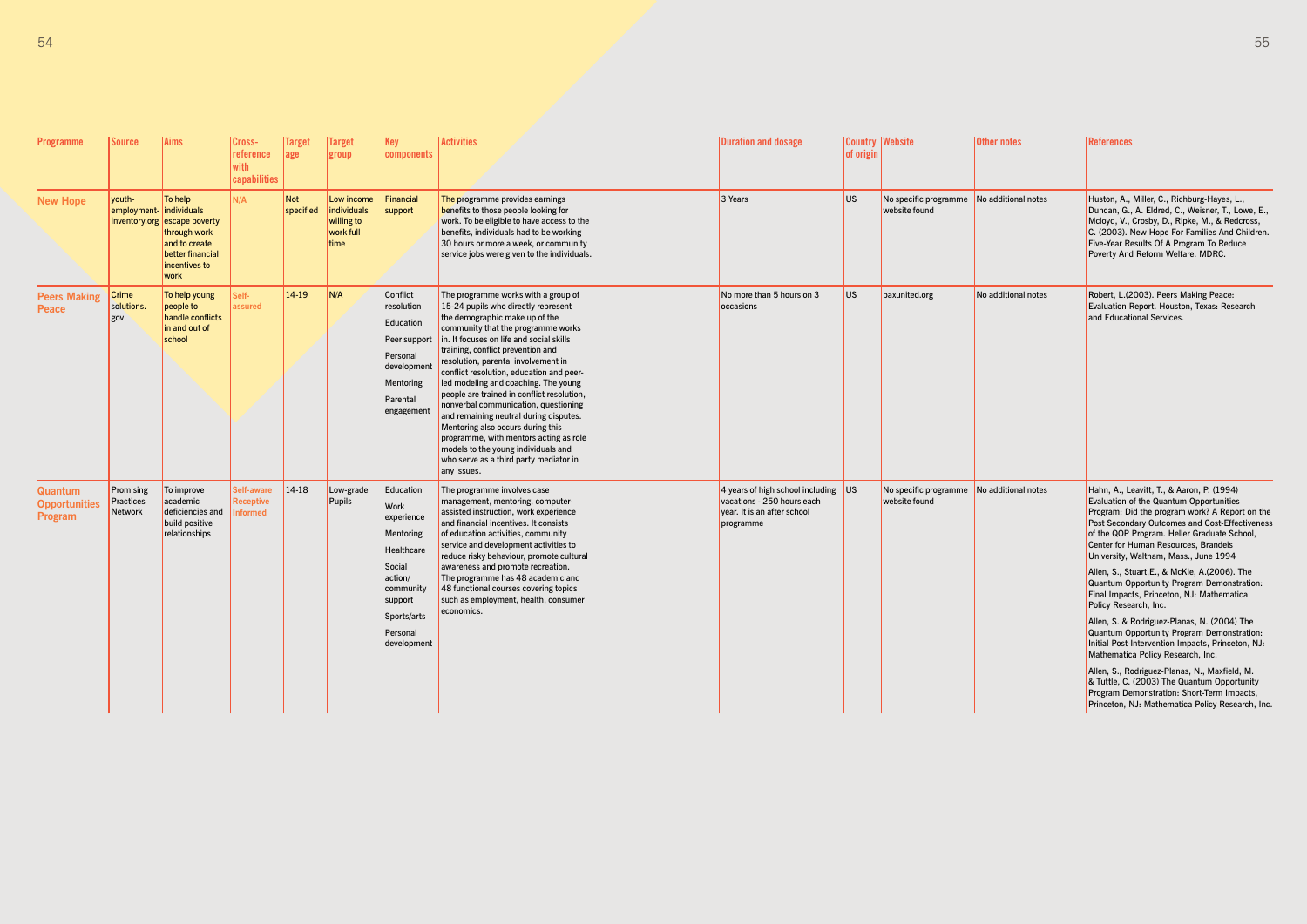| Programme | Source | Aims | Cross-reference with capabilities | Target age | Target group | Key components | Activities | Duration and dosage | Country of origin | Website | Other notes | References |
|---|---|---|---|---|---|---|---|---|---|---|---|---|
| **New Hope** | youth-employment-inventory.org | To help individuals escape poverty through work and to create better financial incentives to work | N/A | Not specified | Low income individuals willing to work full time | Financial support | The programme provides earnings benefits to those people looking for work. To be eligible to have access to the benefits, individuals had to be working 30 hours or more a week, or community service jobs were given to the individuals. | 3 Years | US | No specific programme website found | No additional notes | Huston, A., Miller, C., Richburg-Hayes, L., Duncan, G., A. Eldred, C., Weisner, T., Lowe, E., Mcloyd, V., Crosby, D., Ripke, M., & Redcross, C. (2003). New Hope For Families And Children. Five-Year Results Of A Program To Reduce Poverty And Reform Welfare. MDRC. |
| **Peers Making Peace** | Crime solutions. gov | To help young people to handle conflicts in and out of school | Self-assured | 14-19 | N/A | Conflict resolution<br>Education<br>Peer support<br>Personal development<br>Mentoring<br>Parental engagement | The programme works with a group of 15-24 pupils who directly represent the demographic make up of the community that the programme works in. It focuses on life and social skills training, conflict prevention and resolution, parental involvement in conflict resolution, education and peer-led modeling and coaching. The young people are trained in conflict resolution, nonverbal communication, questioning and remaining neutral during disputes. Mentoring also occurs during this programme, with mentors acting as role models to the young individuals and who serve as a third party mediator in any issues. | No more than 5 hours on 3 occasions | US | paxunited.org | No additional notes | Robert, L.(2003). Peers Making Peace: Evaluation Report. Houston, Texas: Research and Educational Services. |
| **Quantum Opportunities Program** | Promising Practices Network | To improve academic deficiencies and build positive relationships | Self-aware<br>Receptive<br>Informed | 14-18 | Low-grade Pupils | Education<br>Work experience<br>Mentoring<br>Healthcare<br>Social action/ community support<br>Sports/arts<br>Personal development | The programme involves case management, mentoring, computer-assisted instruction, work experience and financial incentives. It consists of education activities, community service and development activities to reduce risky behaviour, promote cultural awareness and promote recreation. The programme has 48 academic and 48 functional courses covering topics such as employment, health, consumer economics. | 4 years of high school including vacations - 250 hours each year. It is an after school programme | US | No specific programme website found | No additional notes | Hahn, A., Leavitt, T., & Aaron, P. (1994) Evaluation of the Quantum Opportunities Program: Did the program work? A Report on the Post Secondary Outcomes and Cost-Effectiveness of the QOP Program. Heller Graduate School, Center for Human Resources, Brandeis University, Waltham, Mass., June 1994<br><br>Allen, S., Stuart,E., & McKie, A.(2006). The Quantum Opportunity Program Demonstration: Final Impacts, Princeton, NJ: Mathematica Policy Research, Inc.<br><br>Allen, S. & Rodriguez-Planas, N. (2004) The Quantum Opportunity Program Demonstration: Initial Post-Intervention Impacts, Princeton, NJ: Mathematica Policy Research, Inc.<br><br>Allen, S., Rodriguez-Planas, N., Maxfield, M. & Tuttle, C. (2003) The Quantum Opportunity Program Demonstration: Short-Term Impacts, Princeton, NJ: Mathematica Policy Research, Inc. |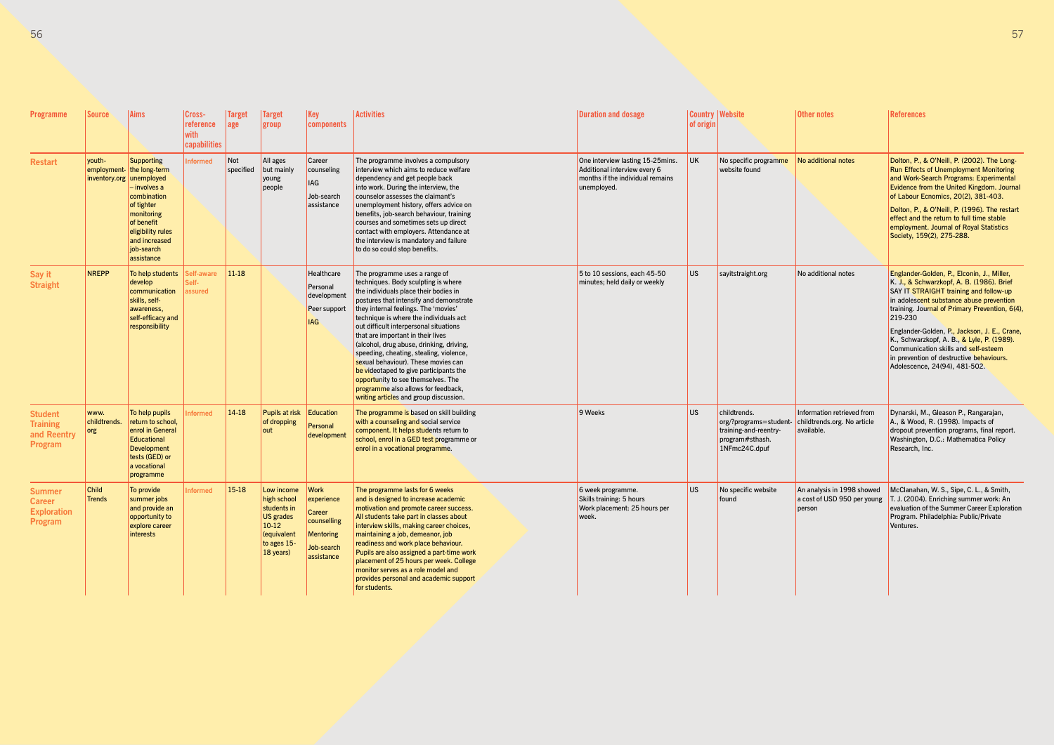| Programme | Source | Aims | Cross-reference with capabilities | Target age | Target group | Key components | Activities | Duration and dosage | Country of origin | Website | Other notes | References |
|---|---|---|---|---|---|---|---|---|---|---|---|---|
| **Restart** | youth-employment-inventory.org | Supporting the long-term unemployed – involves a combination of tighter monitoring of benefit eligibility rules and increased job-search assistance | Informed | Not specified | All ages but mainly young people | Career counseling<br>IAG<br>Job-search assistance | The programme involves a compulsory interview which aims to reduce welfare dependency and get people back into work. During the interview, the counselor assesses the claimant's unemployment history, offers advice on benefits, job-search behaviour, training courses and sometimes sets up direct contact with employers. Attendance at the interview is mandatory and failure to do so could stop benefits. | One interview lasting 15-25mins. Additional interview every 6 months if the individual remains unemployed. | UK | No specific programme website found | No additional notes | Dolton, P., & O'Neill, P. (2002). The Long-Run Effects of Unemployment Monitoring and Work-Search Programs: Experimental Evidence from the United Kingdom. Journal of Labour Ecnomics, 20(2), 381-403.<br>Dolton, P., & O'Neill, P. (1996). The restart effect and the return to full time stable employment. Journal of Royal Statistics Society, 159(2), 275-288. |
| **Say it Straight** | NREPP | To help students develop communication skills, self-awareness, self-efficacy and responsibility | Self-aware<br>Self-assured | 11-18 | | Healthcare<br>Personal development<br>Peer support<br>IAG | The programme uses a range of techniques. Body sculpting is where the individuals place their bodies in postures that intensify and demonstrate they internal feelings. The 'movies' technique is where the individuals act out difficult interpersonal situations that are important in their lives (alcohol, drug abuse, drinking, driving, speeding, cheating, stealing, violence, sexual behaviour). These movies can be videotaped to give participants the opportunity to see themselves. The programme also allows for feedback, writing articles and group discussion. | 5 to 10 sessions, each 45-50 minutes; held daily or weekly | US | sayitstraight.org | No additional notes | Englander-Golden, P., Elconin, J., Miller, K. J., & Schwarzkopf, A. B. (1986). Brief SAY IT STRAIGHT training and follow-up in adolescent substance abuse prevention training. Journal of Primary Prevention, 6(4), 219-230<br>Englander-Golden, P., Jackson, J. E., Crane, K., Schwarzkopf, A. B., & Lyle, P. (1989). Communication skills and self-esteem in prevention of destructive behaviours. Adolescence, 24(94), 481-502. |
| **Student Training and Reentry Program** | www.childtrends.org | To help pupils return to school, enrol in General Educational Development tests (GED) or a vocational programme | Informed | 14-18 | Pupils at risk of dropping out | Education<br>Personal development | The programme is based on skill building with a counseling and social service component. It helps students return to school, enrol in a GED test programme or enrol in a vocational programme. | 9 Weeks | US | childtrends.org/?programs=student-training-and-reentry-program#sthash.1NFmc24C.dpuf | Information retrieved from childtrends.org. No article available. | Dynarski, M., Gleason P., Rangarajan, A., & Wood, R. (1998). Impacts of dropout prevention programs, final report. Washington, D.C.: Mathematica Policy Research, Inc. |
| **Summer Career Exploration Program** | Child Trends | To provide summer jobs and provide an opportunity to explore career interests | Informed | 15-18 | Low income high school students in US grades 10-12 (equivalent to ages 15-18 years) | Work experience<br>Career counselling<br>Mentoring<br>Job-search assistance | The programme lasts for 6 weeks and is designed to increase academic motivation and promote career success. All students take part in classes about interview skills, making career choices, maintaining a job, demeanor, job readiness and work place behaviour. Pupils are also assigned a part-time work placement of 25 hours per week. College monitor serves as a role model and provides personal and academic support for students. | 6 week programme.<br>Skills training: 5 hours<br>Work placement: 25 hours per week. | US | No specific website found | An analysis in 1998 showed a cost of USD 950 per young person | McClanahan, W. S., Sipe, C. L., & Smith, T. J. (2004). Enriching summer work: An evaluation of the Summer Career Exploration Program. Philadelphia: Public/Private Ventures. |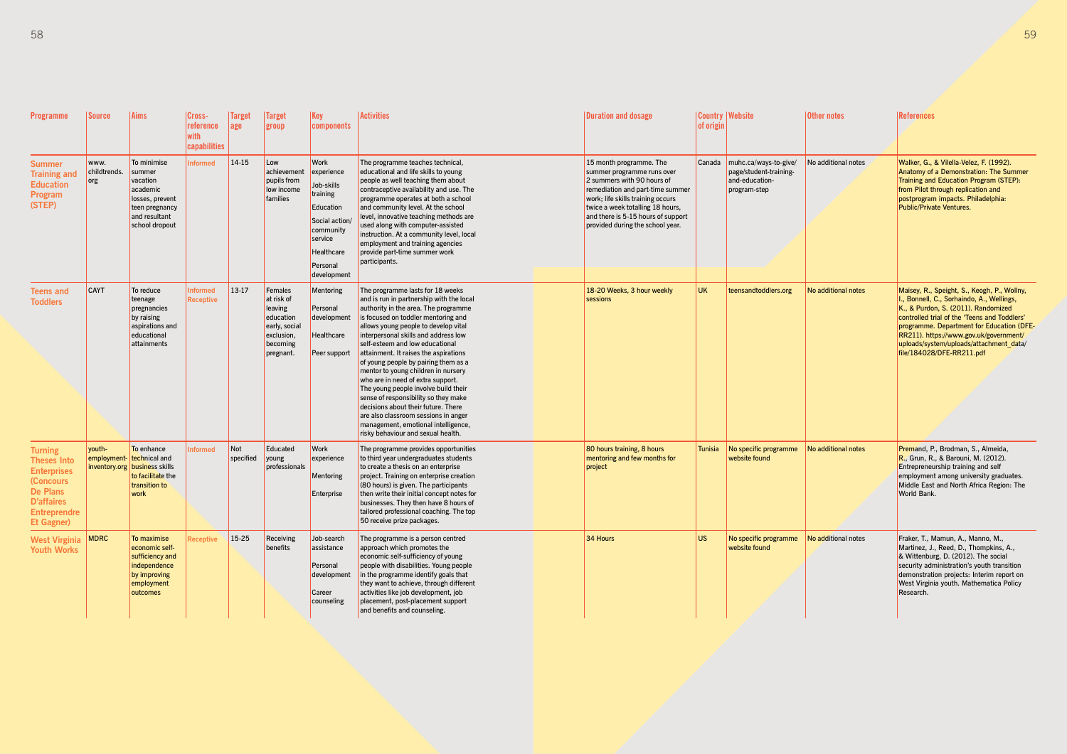| Programme | Source | Aims | Cross-reference with capabilities | Target age | Target group | Key components | Activities | Duration and dosage | Country of origin | Website | Other notes | References |
|---|---|---|---|---|---|---|---|---|---|---|---|---|
| Summer Training and Education Program (STEP) | www.childtrends.org | To minimise summer vacation academic losses, prevent teen pregnancy and resultant school dropout | Informed | 14-15 | Low achievement pupils from low income families | Work experience<br>Job-skills training<br>Education<br>Social action/community service<br>Healthcare<br>Personal development | The programme teaches technical, educational and life skills to young people as well teaching them about contraceptive availability and use. The programme operates at both a school and community level. At the school level, innovative teaching methods are used along with computer-assisted instruction. At a community level, local employment and training agencies provide part-time summer work participants. | 15 month programme. The summer programme runs over 2 summers with 90 hours of remediation and part-time summer work; life skills training occurs twice a week totalling 18 hours, and there is 5-15 hours of support provided during the school year. | Canada | muhc.ca/ways-to-give/page/student-training-and-education-program-step | No additional notes | Walker, G., & Vilella-Velez, F. (1992). Anatomy of a Demonstration: The Summer Training and Education Program (STEP): from Pilot through replication and postprogram impacts. Philadelphia: Public/Private Ventures. |
| Teens and Toddlers | CAYT | To reduce teenage pregnancies by raising aspirations and educational attainments | Informed<br>Receptive | 13-17 | Females at risk of leaving education early, social exclusion, becoming pregnant. | Mentoring<br>Personal development<br>Healthcare<br>Peer support | The programme lasts for 18 weeks and is run in partnership with the local authority in the area. The programme is focused on toddler mentoring and allows young people to develop vital interpersonal skills and address low self-esteem and low educational attainment. It raises the aspirations of young people by pairing them as a mentor to young children in nursery who are in need of extra support. The young people involve build their sense of responsibility so they make decisions about their future. There are also classroom sessions in anger management, emotional intelligence, risky behaviour and sexual health. | 18-20 Weeks, 3 hour weekly sessions | UK | teensandtoddlers.org | No additional notes | Maisey, R., Speight, S., Keogh, P., Wollny, I., Bonnell, C., Sorhaindo, A., Wellings, K., & Purdon, S. (2011). Randomized controlled trial of the 'Teens and Toddlers' programme. Department for Education (DFE-RR211). https://www.gov.uk/government/uploads/system/uploads/attachment_data/file/184028/DFE-RR211.pdf |
| Turning Theses Into Enterprises (Concours De Plans D'affaires Entreprendre Et Gagner) | youth-employment-inventory.org | To enhance technical and business skills to facilitate the transition to work | Informed | Not specified | Educated young professionals | Work experience<br>Mentoring<br>Enterprise | The programme provides opportunities to third year undergraduates students to create a thesis on an enterprise project. Training on enterprise creation (80 hours) is given. The participants then write their initial concept notes for businesses. They then have 8 hours of tailored professional coaching. The top 50 receive prize packages. | 80 hours training, 8 hours mentoring and few months for project | Tunisia | No specific programme website found | No additional notes | Premand, P., Brodman, S., Almeida, R., Grun, R., & Barouni, M. (2012). Entrepreneurship training and self employment among university graduates. Middle East and North Africa Region: The World Bank. |
| West Virginia Youth Works | MDRC | To maximise economic self-sufficiency and independence by improving employment outcomes | Receptive | 15-25 | Receiving benefits | Job-search assistance<br>Personal development<br>Career counseling | The programme is a person centred approach which promotes the economic self-sufficiency of young people with disabilities. Young people in the programme identify goals that they want to achieve, through different activities like job development, job placement, post-placement support and benefits and counseling. | 34 Hours | US | No specific programme website found | No additional notes | Fraker, T., Mamun, A., Manno, M., Martinez, J., Reed, D., Thompkins, A., & Wittenburg, D. (2012). The social security administration's youth transition demonstration projects: Interim report on West Virginia youth. Mathematica Policy Research. |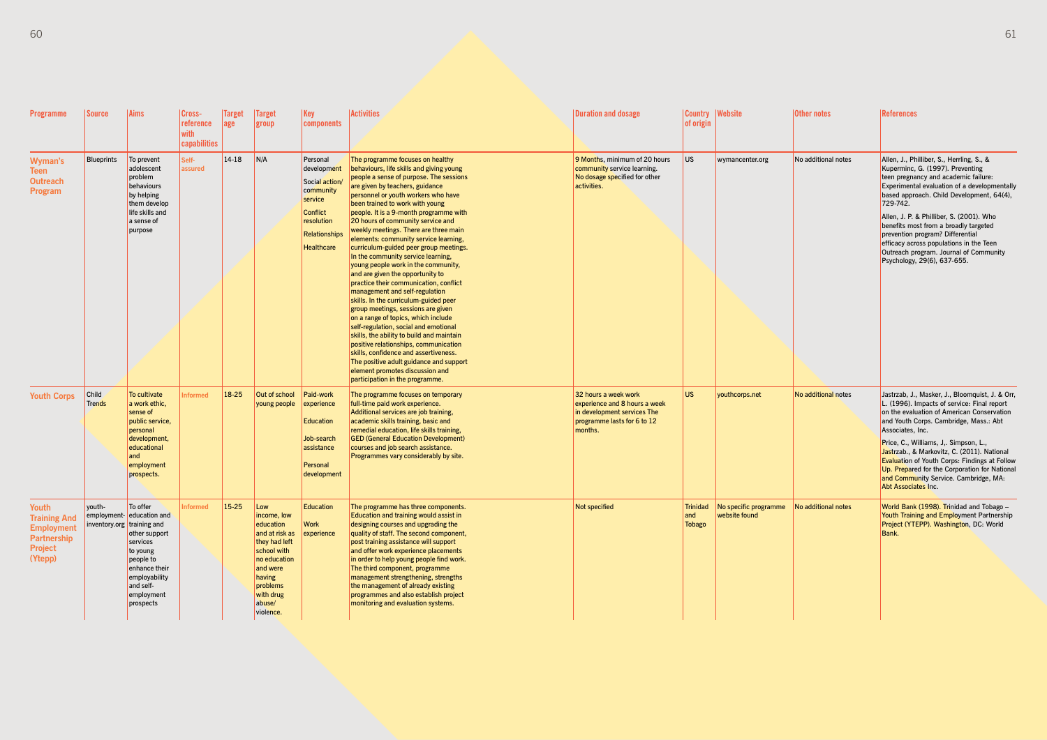| Programme | Source | Aims | Cross-reference with capabilities | Target age | Target group | Key components | Activities | Duration and dosage | Country of origin | Website | Other notes | References |
|---|---|---|---|---|---|---|---|---|---|---|---|---|
| **Wyman's Teen Outreach Program** | Blueprints | To prevent adolescent problem behaviours by helping them develop life skills and a sense of purpose | Self-assured | 14-18 | N/A | Personal development<br>Social action/ community service<br>Conflict resolution<br>Relationships<br>Healthcare | The programme focuses on healthy behaviours, life skills and giving young people a sense of purpose. The sessions are given by teachers, guidance personnel or youth workers who have been trained to work with young people. It is a 9-month programme with 20 hours of community service and weekly meetings. There are three main elements: community service learning, curriculum-guided peer group meetings. In the community service learning, young people work in the community, and are given the opportunity to practice their communication, conflict management and self-regulation skills. In the curriculum-guided peer group meetings, sessions are given on a range of topics, which include self-regulation, social and emotional skills, the ability to build and maintain positive relationships, communication skills, confidence and assertiveness. The positive adult guidance and support element promotes discussion and participation in the programme. | 9 Months, minimum of 20 hours community service learning. No dosage specified for other activities. | US | wymancenter.org | No additional notes | Allen, J., Philliber, S., Herrling, S., & Kuperminc, G. (1997). Preventing teen pregnancy and academic failure: Experimental evaluation of a developmentally based approach. Child Development, 64(4), 729-742.<br>Allen, J. P. & Philliber, S. (2001). Who benefits most from a broadly targeted prevention program? Differential efficacy across populations in the Teen Outreach program. Journal of Community Psychology, 29(6), 637-655. |
| **Youth Corps** | Child Trends | To cultivate a work ethic, sense of public service, personal development, educational and employment prospects. | Informed | 18-25 | Out of school young people | Paid-work experience<br>Education<br>Job-search assistance<br>Personal development | The programme focuses on temporary full-time paid work experience. Additional services are job training, academic skills training, basic and remedial education, life skills training, GED (General Education Development) courses and job search assistance. Programmes vary considerably by site. | 32 hours a week work experience and 8 hours a week in development services The programme lasts for 6 to 12 months. | US | youthcorps.net | No additional notes | Jastrzab, J., Masker, J., Bloomquist, J. & Orr, L. (1996). Impacts of service: Final report on the evaluation of American Conservation and Youth Corps. Cambridge, Mass.: Abt Associates, Inc.<br>Price, C., Williams, J,. Simpson, L., Jastrzab., & Markovitz, C. (2011). National Evaluation of Youth Corps: Findings at Follow Up. Prepared for the Corporation for National and Community Service. Cambridge, MA: Abt Associates Inc. |
| **Youth Training And Employment Partnership Project (Ytepp)** | youth-employment-inventory.org | To offer education and training and other support services to young people to enhance their employability and self-employment prospects | Informed | 15-25 | Low income, low education and at risk as they had left school with no education and were having problems with drug abuse/ violence. | Education<br>Work experience | The programme has three components. Education and training would assist in designing courses and upgrading the quality of staff. The second component, post training assistance will support and offer work experience placements in order to help young people find work. The third component, programme management strengthening, strengths the management of already existing programmes and also establish project monitoring and evaluation systems. | Not specified | Trinidad and Tobago | No specific programme website found | No additional notes | World Bank (1998). Trinidad and Tobago – Youth Training and Employment Partnership Project (YTEPP). Washington, DC: World Bank. |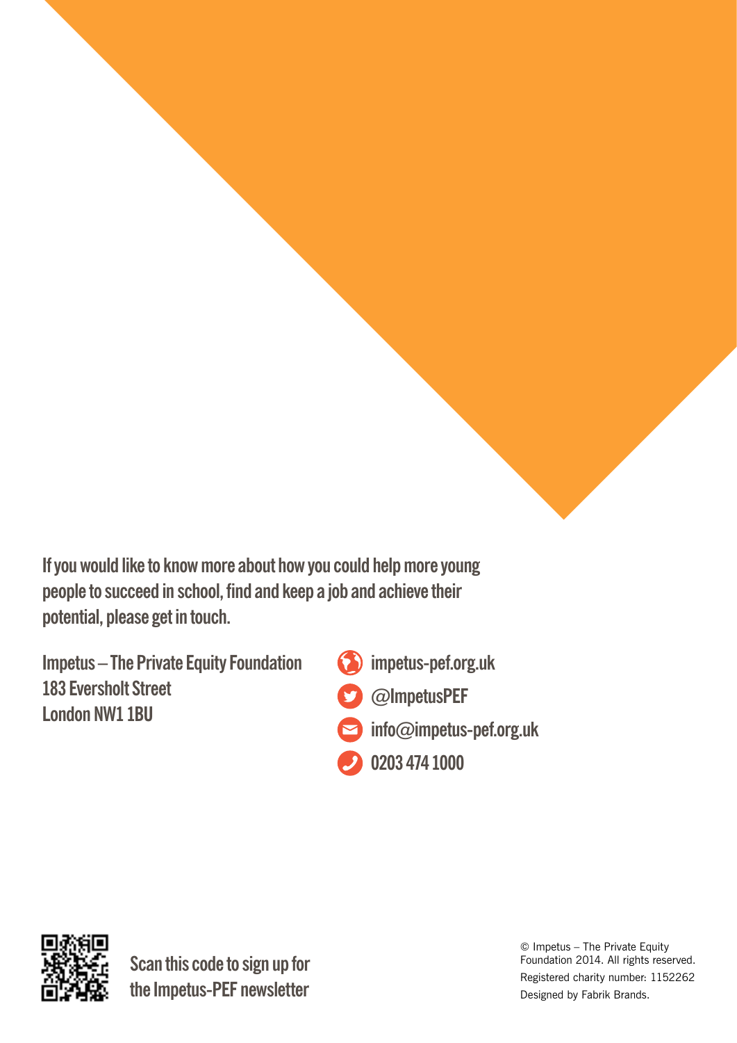**If you would like to know more about how you could help more young people to succeed in school, find and keep a job and achieve their potential, please get in touch.**

**Impetus – The Private Equity Foundation**
**183 Eversholt Street**
**London NW1 1BU**

**impetus-pef.org.uk**
**@ImpetusPEF**
**info@impetus-pef.org.uk**
**0203 474 1000**

**Scan this code to sign up for the Impetus-PEF newsletter**

© Impetus – The Private Equity Foundation 2014. All rights reserved.
Registered charity number: 1152262
Designed by Fabrik Brands.